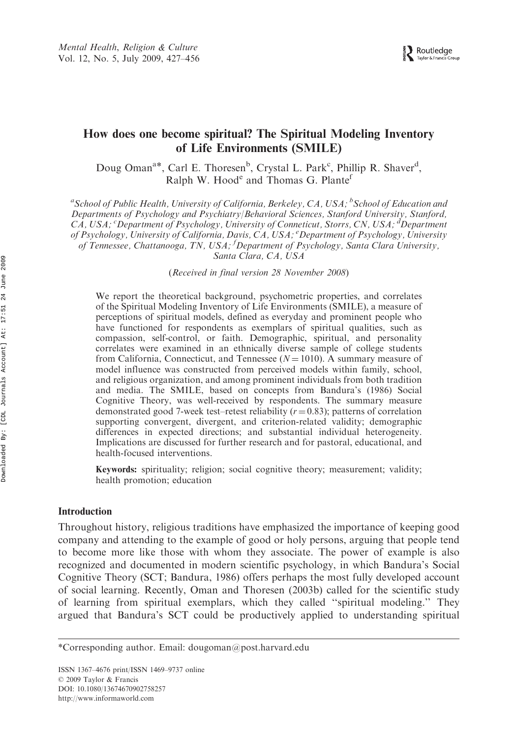# How does one become spiritual? The Spiritual Modeling Inventory of Life Environments (SMILE)

Doug Oman[a]*, Carl E. Thoresen[b], Crystal L. Park[c], Phillip R. Shaver[d], Ralph W. Hood[e] and Thomas G. Plante[f]

*[a]School of Public Health, University of California, Berkeley, CA, USA; [b]School of Education and Departments of Psychology and Psychiatry/Behavioral Sciences, Stanford University, Stanford, CA, USA; [c]Department of Psychology, University of Conneticut, Storrs, CN, USA; [d]Department of Psychology, University of California, Davis, CA, USA; [e]Department of Psychology, University of Tennessee, Chattanooga, TN, USA; [f]Department of Psychology, Santa Clara University, Santa Clara, CA, USA*

(*Received in final version 28 November 2008*)

We report the theoretical background, psychometric properties, and correlates of the Spiritual Modeling Inventory of Life Environments (SMILE), a measure of perceptions of spiritual models, defined as everyday and prominent people who have functioned for respondents as exemplars of spiritual qualities, such as compassion, self-control, or faith. Demographic, spiritual, and personality correlates were examined in an ethnically diverse sample of college students from California, Connecticut, and Tennessee ($N = 1010$). A summary measure of model influence was constructed from perceived models within family, school, and religious organization, and among prominent individuals from both tradition and media. The SMILE, based on concepts from Bandura's (1986) Social Cognitive Theory, was well-received by respondents. The summary measure demonstrated good 7-week test–retest reliability ($r = 0.83$); patterns of correlation supporting convergent, divergent, and criterion-related validity; demographic differences in expected directions; and substantial individual heterogeneity. Implications are discussed for further research and for pastoral, educational, and health-focused interventions.

**Keywords:** spirituality; religion; social cognitive theory; measurement; validity; health promotion; education

## Introduction

Throughout history, religious traditions have emphasized the importance of keeping good company and attending to the example of good or holy persons, arguing that people tend to become more like those with whom they associate. The power of example is also recognized and documented in modern scientific psychology, in which Bandura's Social Cognitive Theory (SCT; Bandura, 1986) offers perhaps the most fully developed account of social learning. Recently, Oman and Thoresen (2003b) called for the scientific study of learning from spiritual exemplars, which they called ''spiritual modeling.'' They argued that Bandura's SCT could be productively applied to understanding spiritual

*Corresponding author. Email: dougoman@post.harvard.edu

ISSN 1367–4676 print/ISSN 1469–9737 online
© 2009 Taylor & Francis
DOI: 10.1080/13674670902758257
http://www.informaworld.com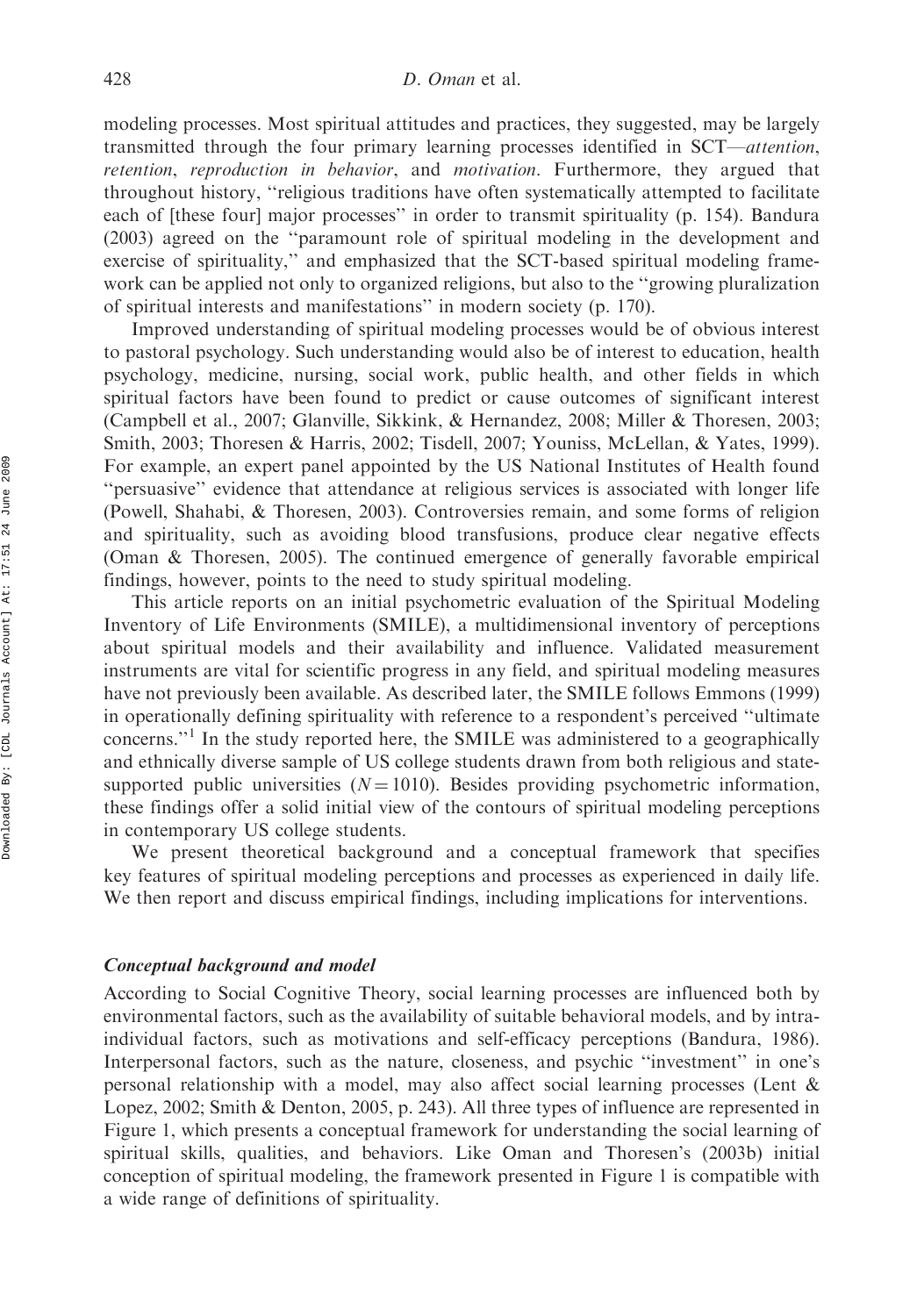modeling processes. Most spiritual attitudes and practices, they suggested, may be largely transmitted through the four primary learning processes identified in SCT—*attention*, *retention*, *reproduction in behavior*, and *motivation*. Furthermore, they argued that throughout history, ''religious traditions have often systematically attempted to facilitate each of [these four] major processes'' in order to transmit spirituality (p. 154). Bandura (2003) agreed on the ''paramount role of spiritual modeling in the development and exercise of spirituality,'' and emphasized that the SCT-based spiritual modeling framework can be applied not only to organized religions, but also to the ''growing pluralization of spiritual interests and manifestations'' in modern society (p. 170).

Improved understanding of spiritual modeling processes would be of obvious interest to pastoral psychology. Such understanding would also be of interest to education, health psychology, medicine, nursing, social work, public health, and other fields in which spiritual factors have been found to predict or cause outcomes of significant interest (Campbell et al., 2007; Glanville, Sikkink, & Hernandez, 2008; Miller & Thoresen, 2003; Smith, 2003; Thoresen & Harris, 2002; Tisdell, 2007; Youniss, McLellan, & Yates, 1999). For example, an expert panel appointed by the US National Institutes of Health found ''persuasive'' evidence that attendance at religious services is associated with longer life (Powell, Shahabi, & Thoresen, 2003). Controversies remain, and some forms of religion and spirituality, such as avoiding blood transfusions, produce clear negative effects (Oman & Thoresen, 2005). The continued emergence of generally favorable empirical findings, however, points to the need to study spiritual modeling.

This article reports on an initial psychometric evaluation of the Spiritual Modeling Inventory of Life Environments (SMILE), a multidimensional inventory of perceptions about spiritual models and their availability and influence. Validated measurement instruments are vital for scientific progress in any field, and spiritual modeling measures have not previously been available. As described later, the SMILE follows Emmons (1999) in operationally defining spirituality with reference to a respondent's perceived ''ultimate concerns.''[1] In the study reported here, the SMILE was administered to a geographically and ethnically diverse sample of US college students drawn from both religious and state-supported public universities ($N = 1010$). Besides providing psychometric information, these findings offer a solid initial view of the contours of spiritual modeling perceptions in contemporary US college students.

We present theoretical background and a conceptual framework that specifies key features of spiritual modeling perceptions and processes as experienced in daily life. We then report and discuss empirical findings, including implications for interventions.

### *Conceptual background and model*

According to Social Cognitive Theory, social learning processes are influenced both by environmental factors, such as the availability of suitable behavioral models, and by intra-individual factors, such as motivations and self-efficacy perceptions (Bandura, 1986). Interpersonal factors, such as the nature, closeness, and psychic ''investment'' in one's personal relationship with a model, may also affect social learning processes (Lent & Lopez, 2002; Smith & Denton, 2005, p. 243). All three types of influence are represented in Figure 1, which presents a conceptual framework for understanding the social learning of spiritual skills, qualities, and behaviors. Like Oman and Thoresen's (2003b) initial conception of spiritual modeling, the framework presented in Figure 1 is compatible with a wide range of definitions of spirituality.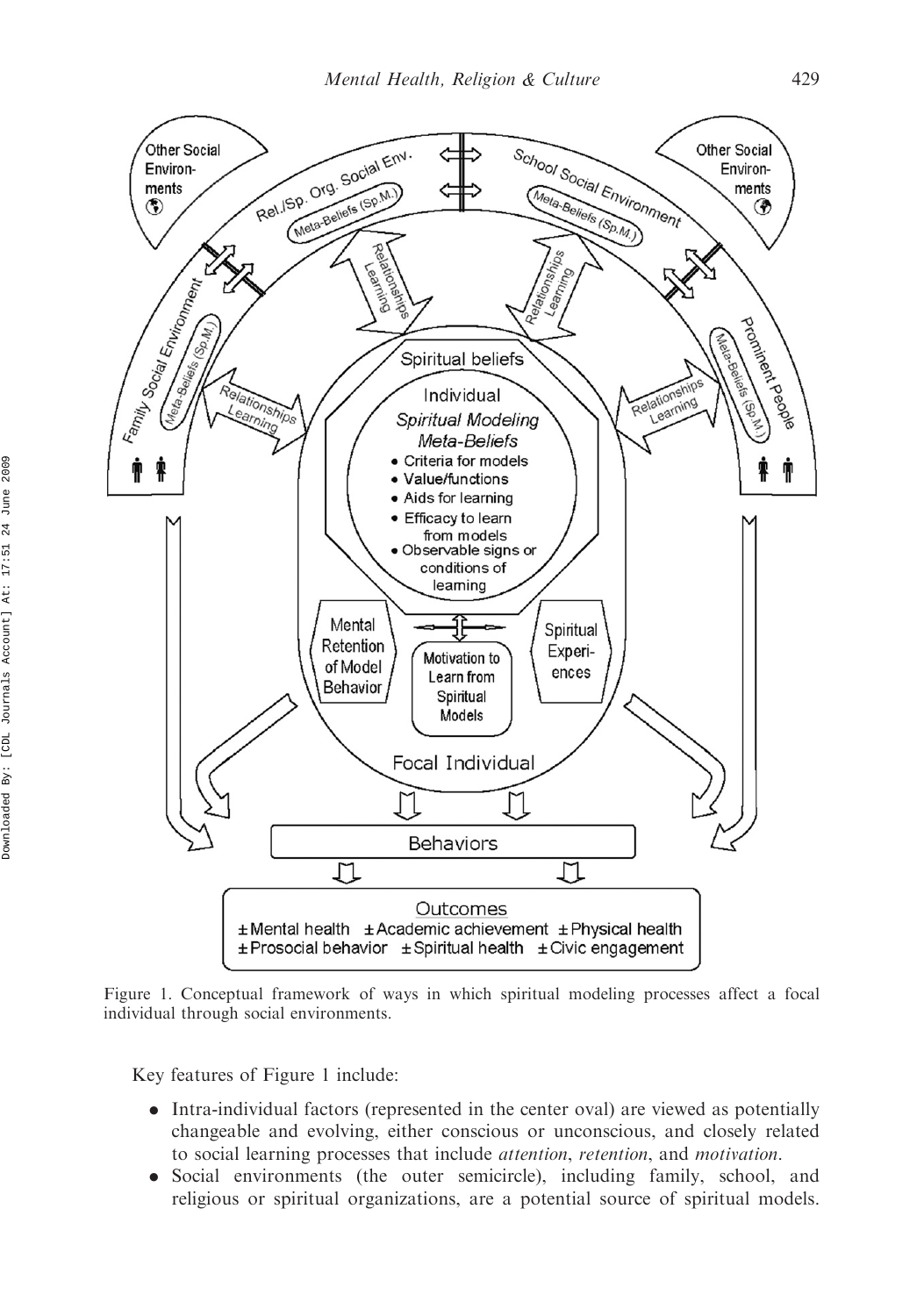Figure 1. Conceptual framework of ways in which spiritual modeling processes affect a focal individual through social environments.

Key features of Figure 1 include:

- Intra-individual factors (represented in the center oval) are viewed as potentially changeable and evolving, either conscious or unconscious, and closely related to social learning processes that include *attention*, *retention*, and *motivation*.
- Social environments (the outer semicircle), including family, school, and religious or spiritual organizations, are a potential source of spiritual models.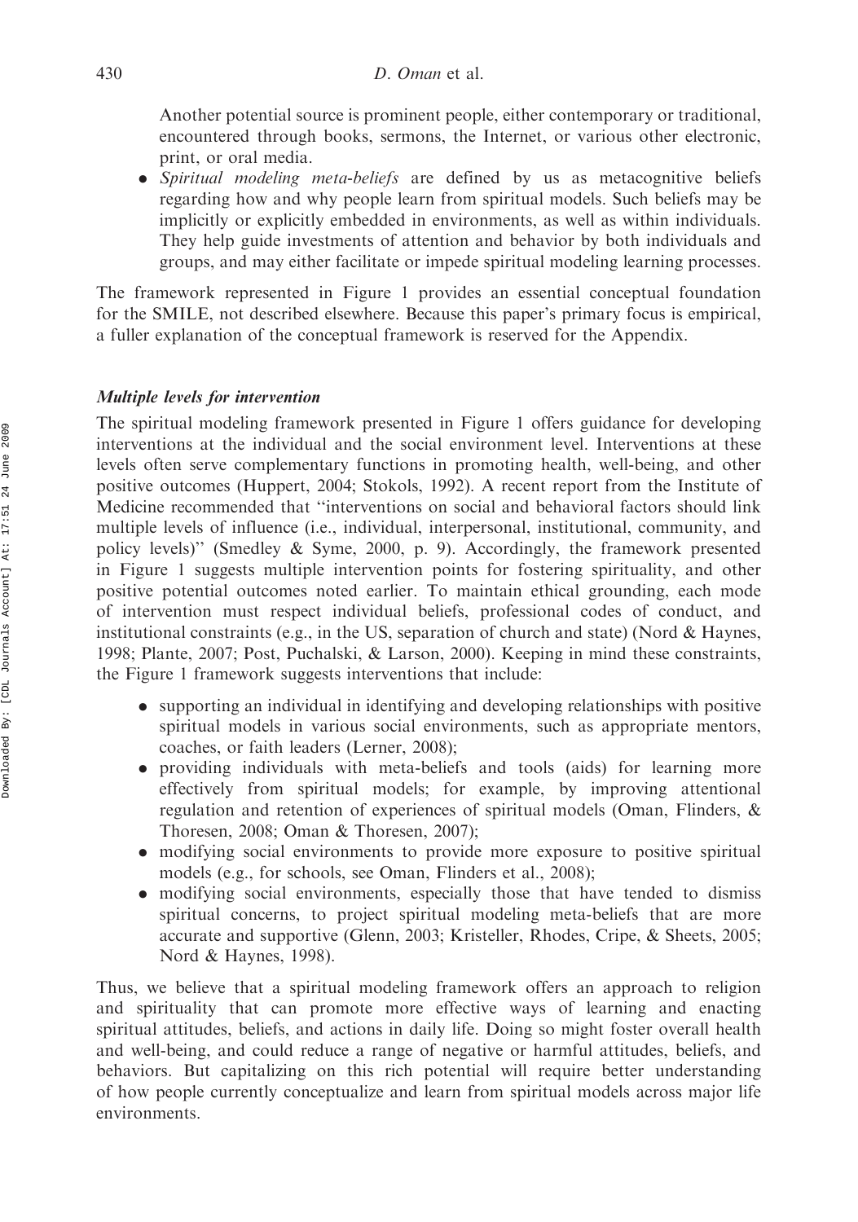Another potential source is prominent people, either contemporary or traditional, encountered through books, sermons, the Internet, or various other electronic, print, or oral media.

- *Spiritual modeling meta-beliefs* are defined by us as metacognitive beliefs regarding how and why people learn from spiritual models. Such beliefs may be implicitly or explicitly embedded in environments, as well as within individuals. They help guide investments of attention and behavior by both individuals and groups, and may either facilitate or impede spiritual modeling learning processes.

The framework represented in Figure 1 provides an essential conceptual foundation for the SMILE, not described elsewhere. Because this paper's primary focus is empirical, a fuller explanation of the conceptual framework is reserved for the Appendix.

### *Multiple levels for intervention*

The spiritual modeling framework presented in Figure 1 offers guidance for developing interventions at the individual and the social environment level. Interventions at these levels often serve complementary functions in promoting health, well-being, and other positive outcomes (Huppert, 2004; Stokols, 1992). A recent report from the Institute of Medicine recommended that "interventions on social and behavioral factors should link multiple levels of influence (i.e., individual, interpersonal, institutional, community, and policy levels)" (Smedley & Syme, 2000, p. 9). Accordingly, the framework presented in Figure 1 suggests multiple intervention points for fostering spirituality, and other positive potential outcomes noted earlier. To maintain ethical grounding, each mode of intervention must respect individual beliefs, professional codes of conduct, and institutional constraints (e.g., in the US, separation of church and state) (Nord & Haynes, 1998; Plante, 2007; Post, Puchalski, & Larson, 2000). Keeping in mind these constraints, the Figure 1 framework suggests interventions that include:

- supporting an individual in identifying and developing relationships with positive spiritual models in various social environments, such as appropriate mentors, coaches, or faith leaders (Lerner, 2008);
- providing individuals with meta-beliefs and tools (aids) for learning more effectively from spiritual models; for example, by improving attentional regulation and retention of experiences of spiritual models (Oman, Flinders, & Thoresen, 2008; Oman & Thoresen, 2007);
- modifying social environments to provide more exposure to positive spiritual models (e.g., for schools, see Oman, Flinders et al., 2008);
- modifying social environments, especially those that have tended to dismiss spiritual concerns, to project spiritual modeling meta-beliefs that are more accurate and supportive (Glenn, 2003; Kristeller, Rhodes, Cripe, & Sheets, 2005; Nord & Haynes, 1998).

Thus, we believe that a spiritual modeling framework offers an approach to religion and spirituality that can promote more effective ways of learning and enacting spiritual attitudes, beliefs, and actions in daily life. Doing so might foster overall health and well-being, and could reduce a range of negative or harmful attitudes, beliefs, and behaviors. But capitalizing on this rich potential will require better understanding of how people currently conceptualize and learn from spiritual models across major life environments.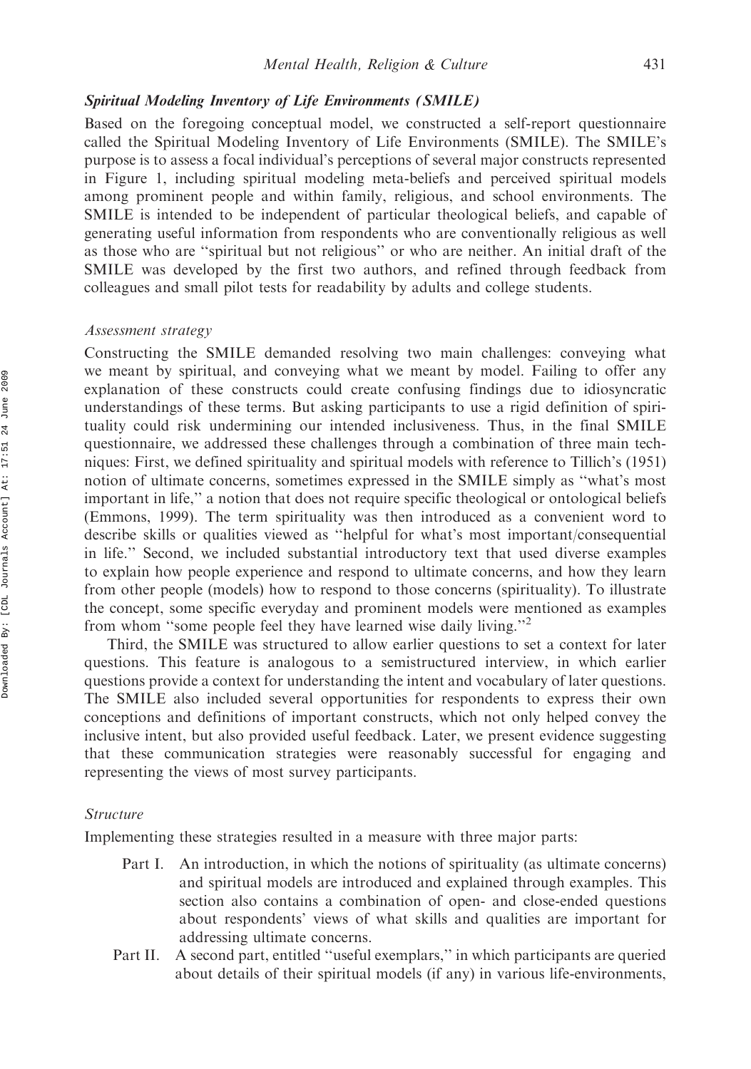### *Spiritual Modeling Inventory of Life Environments (SMILE)*

Based on the foregoing conceptual model, we constructed a self-report questionnaire called the Spiritual Modeling Inventory of Life Environments (SMILE). The SMILE's purpose is to assess a focal individual's perceptions of several major constructs represented in Figure 1, including spiritual modeling meta-beliefs and perceived spiritual models among prominent people and within family, religious, and school environments. The SMILE is intended to be independent of particular theological beliefs, and capable of generating useful information from respondents who are conventionally religious as well as those who are "spiritual but not religious" or who are neither. An initial draft of the SMILE was developed by the first two authors, and refined through feedback from colleagues and small pilot tests for readability by adults and college students.

#### *Assessment strategy*

Constructing the SMILE demanded resolving two main challenges: conveying what we meant by spiritual, and conveying what we meant by model. Failing to offer any explanation of these constructs could create confusing findings due to idiosyncratic understandings of these terms. But asking participants to use a rigid definition of spirituality could risk undermining our intended inclusiveness. Thus, in the final SMILE questionnaire, we addressed these challenges through a combination of three main techniques: First, we defined spirituality and spiritual models with reference to Tillich's (1951) notion of ultimate concerns, sometimes expressed in the SMILE simply as "what's most important in life," a notion that does not require specific theological or ontological beliefs (Emmons, 1999). The term spirituality was then introduced as a convenient word to describe skills or qualities viewed as "helpful for what's most important/consequential in life." Second, we included substantial introductory text that used diverse examples to explain how people experience and respond to ultimate concerns, and how they learn from other people (models) how to respond to those concerns (spirituality). To illustrate the concept, some specific everyday and prominent models were mentioned as examples from whom "some people feel they have learned wise daily living."[2]

Third, the SMILE was structured to allow earlier questions to set a context for later questions. This feature is analogous to a semistructured interview, in which earlier questions provide a context for understanding the intent and vocabulary of later questions. The SMILE also included several opportunities for respondents to express their own conceptions and definitions of important constructs, which not only helped convey the inclusive intent, but also provided useful feedback. Later, we present evidence suggesting that these communication strategies were reasonably successful for engaging and representing the views of most survey participants.

#### *Structure*

Implementing these strategies resulted in a measure with three major parts:

- Part I. An introduction, in which the notions of spirituality (as ultimate concerns) and spiritual models are introduced and explained through examples. This section also contains a combination of open- and close-ended questions about respondents' views of what skills and qualities are important for addressing ultimate concerns.
- Part II. A second part, entitled "useful exemplars," in which participants are queried about details of their spiritual models (if any) in various life-environments,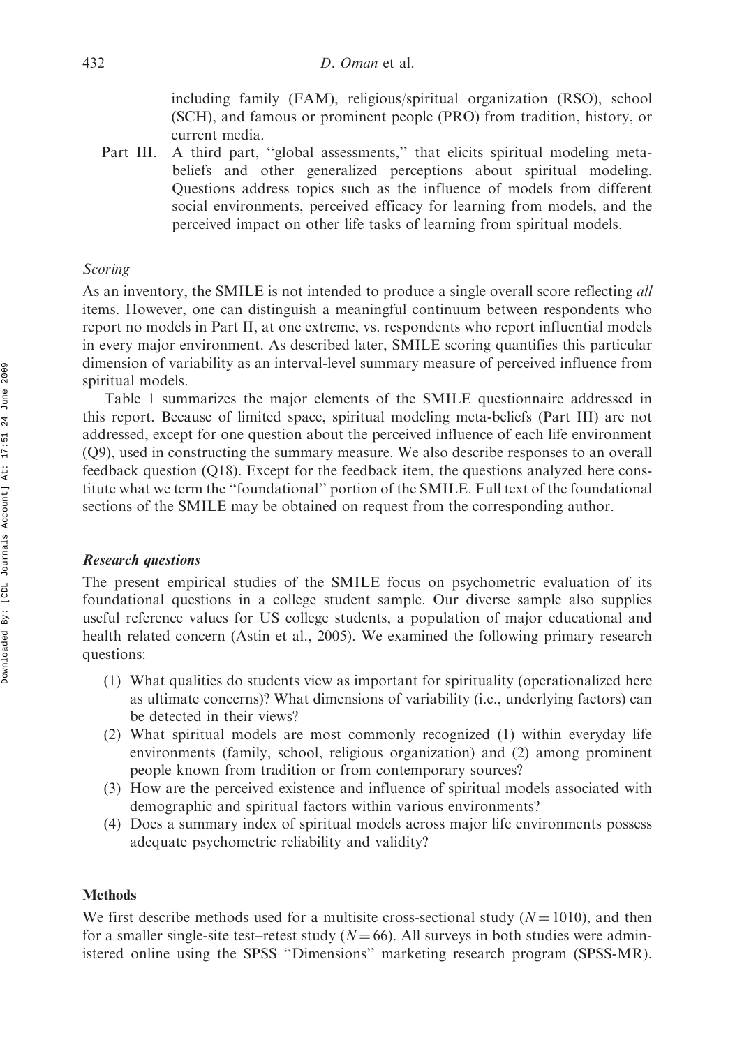including family (FAM), religious/spiritual organization (RSO), school (SCH), and famous or prominent people (PRO) from tradition, history, or current media.

Part III. A third part, "global assessments," that elicits spiritual modeling meta-beliefs and other generalized perceptions about spiritual modeling. Questions address topics such as the influence of models from different social environments, perceived efficacy for learning from models, and the perceived impact on other life tasks of learning from spiritual models.

### *Scoring*

As an inventory, the SMILE is not intended to produce a single overall score reflecting *all* items. However, one can distinguish a meaningful continuum between respondents who report no models in Part II, at one extreme, vs. respondents who report influential models in every major environment. As described later, SMILE scoring quantifies this particular dimension of variability as an interval-level summary measure of perceived influence from spiritual models.

Table 1 summarizes the major elements of the SMILE questionnaire addressed in this report. Because of limited space, spiritual modeling meta-beliefs (Part III) are not addressed, except for one question about the perceived influence of each life environment (Q9), used in constructing the summary measure. We also describe responses to an overall feedback question (Q18). Except for the feedback item, the questions analyzed here constitute what we term the "foundational" portion of the SMILE. Full text of the foundational sections of the SMILE may be obtained on request from the corresponding author.

### *Research questions*

The present empirical studies of the SMILE focus on psychometric evaluation of its foundational questions in a college student sample. Our diverse sample also supplies useful reference values for US college students, a population of major educational and health related concern (Astin et al., 2005). We examined the following primary research questions:

(1) What qualities do students view as important for spirituality (operationalized here as ultimate concerns)? What dimensions of variability (i.e., underlying factors) can be detected in their views?
(2) What spiritual models are most commonly recognized (1) within everyday life environments (family, school, religious organization) and (2) among prominent people known from tradition or from contemporary sources?
(3) How are the perceived existence and influence of spiritual models associated with demographic and spiritual factors within various environments?
(4) Does a summary index of spiritual models across major life environments possess adequate psychometric reliability and validity?

## Methods

We first describe methods used for a multisite cross-sectional study ($N = 1010$), and then for a smaller single-site test–retest study ($N = 66$). All surveys in both studies were administered online using the SPSS "Dimensions" marketing research program (SPSS-MR).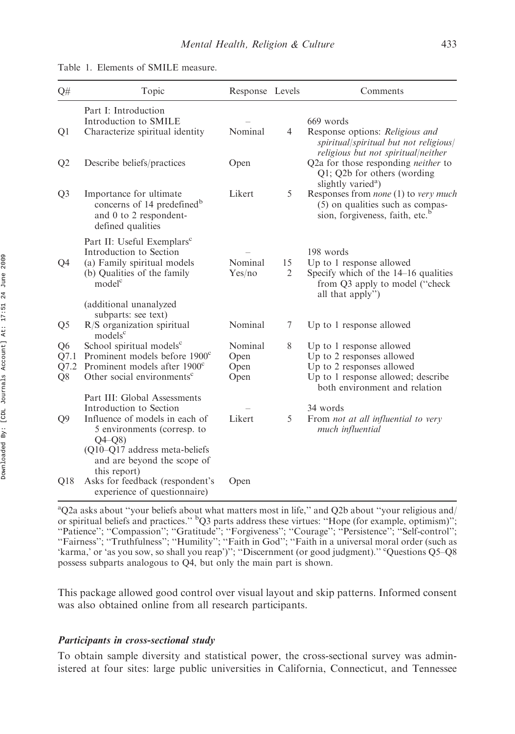Table 1. Elements of SMILE measure.

| Q# | Topic | Response | Levels | Comments |
|---|---|---|---|---|
| | Part I: Introduction | | | |
| | Introduction to SMILE | – | | 669 words |
| Q1 | Characterize spiritual identity | Nominal | 4 | Response options: *Religious and spiritual/spiritual but not religious/religious but not spiritual/neither* |
| Q2 | Describe beliefs/practices | Open | | Q2a for those responding *neither* to Q1; Q2b for others (wording slightly varied[a]) |
| Q3 | Importance for ultimate concerns of 14 predefined[b] and 0 to 2 respondent-defined qualities | Likert | 5 | Responses from *none* (1) to *very much* (5) on qualities such as compassion, forgiveness, faith, etc.[b] |
| | Part II: Useful Exemplars[c] | | | |
| | Introduction to Section | – | | 198 words |
| Q4 | (a) Family spiritual models | Nominal | 15 | Up to 1 response allowed |
| | (b) Qualities of the family model[c] | Yes/no | 2 | Specify which of the 14–16 qualities from Q3 apply to model ("check all that apply") |
| | (additional unanalyzed subparts: see text) | | | |
| Q5 | R/S organization spiritual models[c] | Nominal | 7 | Up to 1 response allowed |
| Q6 | School spiritual models[c] | Nominal | 8 | Up to 1 response allowed |
| Q7.1 | Prominent models before 1900[c] | Open | | Up to 2 responses allowed |
| Q7.2 | Prominent models after 1900[c] | Open | | Up to 2 responses allowed |
| Q8 | Other social environments[c] | Open | | Up to 1 response allowed; describe both environment and relation |
| | Part III: Global Assessments | | | |
| | Introduction to Section | – | | 34 words |
| Q9 | Influence of models in each of 5 environments (corresp. to Q4–Q8) | Likert | 5 | From *not at all influential to very much influential* |
| | (Q10–Q17 address meta-beliefs and are beyond the scope of this report) | | | |
| Q18 | Asks for feedback (respondent's experience of questionnaire) | Open | | |

[a]Q2a asks about "your beliefs about what matters most in life," and Q2b about "your religious and/or spiritual beliefs and practices." [b]Q3 parts address these virtues: "Hope (for example, optimism)"; "Patience"; "Compassion"; "Gratitude"; "Forgiveness"; "Courage"; "Persistence"; "Self-control"; "Fairness"; "Truthfulness"; "Humility"; "Faith in God"; "Faith in a universal moral order (such as 'karma,' or 'as you sow, so shall you reap')"; "Discernment (or good judgment)." [c]Questions Q5–Q8 possess subparts analogous to Q4, but only the main part is shown.

This package allowed good control over visual layout and skip patterns. Informed consent was also obtained online from all research participants.

### *Participants in cross-sectional study*

To obtain sample diversity and statistical power, the cross-sectional survey was administered at four sites: large public universities in California, Connecticut, and Tennessee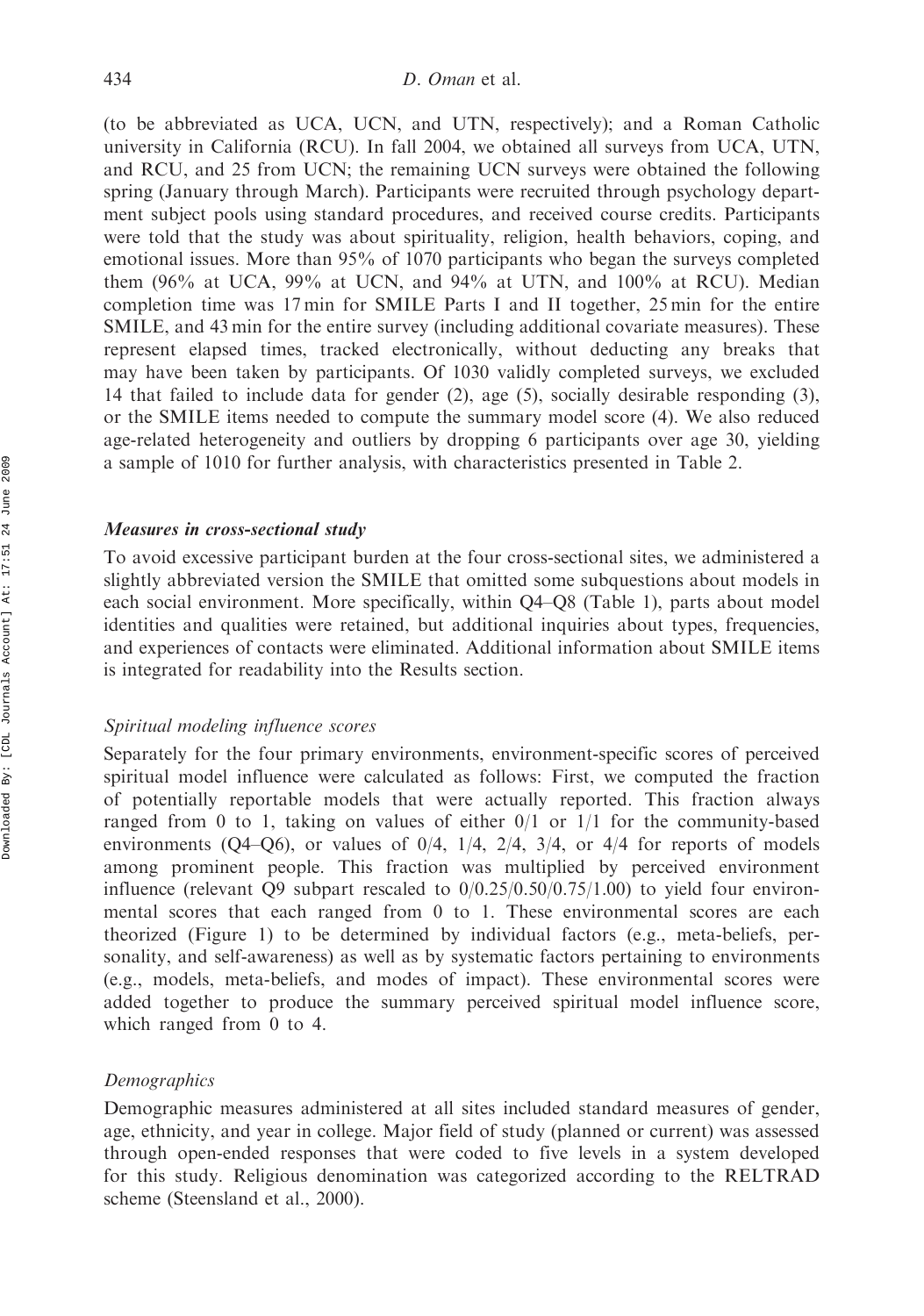(to be abbreviated as UCA, UCN, and UTN, respectively); and a Roman Catholic university in California (RCU). In fall 2004, we obtained all surveys from UCA, UTN, and RCU, and 25 from UCN; the remaining UCN surveys were obtained the following spring (January through March). Participants were recruited through psychology department subject pools using standard procedures, and received course credits. Participants were told that the study was about spirituality, religion, health behaviors, coping, and emotional issues. More than 95% of 1070 participants who began the surveys completed them (96% at UCA, 99% at UCN, and 94% at UTN, and 100% at RCU). Median completion time was 17 min for SMILE Parts I and II together, 25 min for the entire SMILE, and 43 min for the entire survey (including additional covariate measures). These represent elapsed times, tracked electronically, without deducting any breaks that may have been taken by participants. Of 1030 validly completed surveys, we excluded 14 that failed to include data for gender (2), age (5), socially desirable responding (3), or the SMILE items needed to compute the summary model score (4). We also reduced age-related heterogeneity and outliers by dropping 6 participants over age 30, yielding a sample of 1010 for further analysis, with characteristics presented in Table 2.

### *Measures in cross-sectional study*

To avoid excessive participant burden at the four cross-sectional sites, we administered a slightly abbreviated version the SMILE that omitted some subquestions about models in each social environment. More specifically, within Q4–Q8 (Table 1), parts about model identities and qualities were retained, but additional inquiries about types, frequencies, and experiences of contacts were eliminated. Additional information about SMILE items is integrated for readability into the Results section.

#### *Spiritual modeling influence scores*

Separately for the four primary environments, environment-specific scores of perceived spiritual model influence were calculated as follows: First, we computed the fraction of potentially reportable models that were actually reported. This fraction always ranged from 0 to 1, taking on values of either 0/1 or 1/1 for the community-based environments (Q4–Q6), or values of 0/4, 1/4, 2/4, 3/4, or 4/4 for reports of models among prominent people. This fraction was multiplied by perceived environment influence (relevant Q9 subpart rescaled to 0/0.25/0.50/0.75/1.00) to yield four environmental scores that each ranged from 0 to 1. These environmental scores are each theorized (Figure 1) to be determined by individual factors (e.g., meta-beliefs, personality, and self-awareness) as well as by systematic factors pertaining to environments (e.g., models, meta-beliefs, and modes of impact). These environmental scores were added together to produce the summary perceived spiritual model influence score, which ranged from 0 to 4.

#### *Demographics*

Demographic measures administered at all sites included standard measures of gender, age, ethnicity, and year in college. Major field of study (planned or current) was assessed through open-ended responses that were coded to five levels in a system developed for this study. Religious denomination was categorized according to the RELTRAD scheme (Steensland et al., 2000).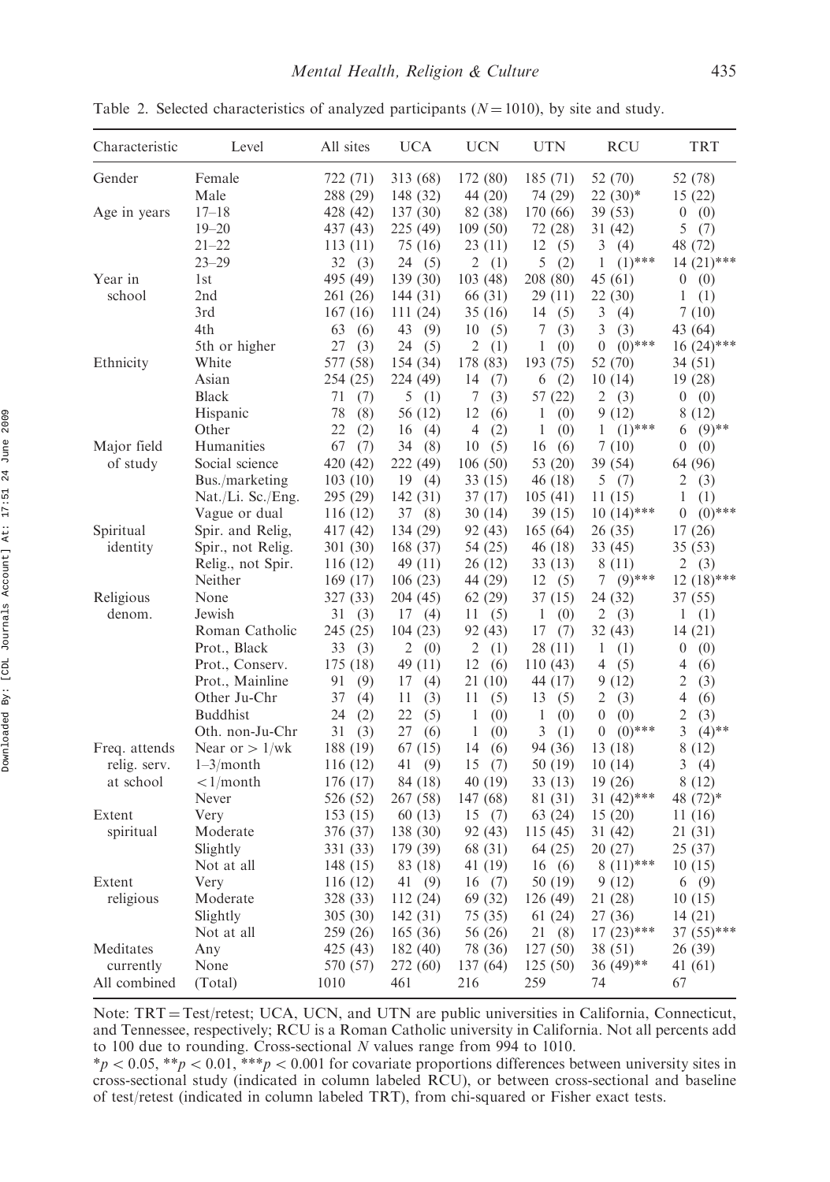Table 2. Selected characteristics of analyzed participants ($N = 1010$), by site and study.

| Characteristic | Level | All sites | UCA | UCN | UTN | RCU | TRT |
|---|---|---|---|---|---|---|---|
| Gender | Female | 722 (71) | 313 (68) | 172 (80) | 185 (71) | 52 (70) | 52 (78) |
| | Male | 288 (29) | 148 (32) | 44 (20) | 74 (29) | 22 (30)* | 15 (22) |
| Age in years | 17–18 | 428 (42) | 137 (30) | 82 (38) | 170 (66) | 39 (53) | 0 (0) |
| | 19–20 | 437 (43) | 225 (49) | 109 (50) | 72 (28) | 31 (42) | 5 (7) |
| | 21–22 | 113 (11) | 75 (16) | 23 (11) | 12 (5) | 3 (4) | 48 (72) |
| | 23–29 | 32 (3) | 24 (5) | 2 (1) | 5 (2) | 1 (1)*** | 14 (21)*** |
| Year in school | 1st | 495 (49) | 139 (30) | 103 (48) | 208 (80) | 45 (61) | 0 (0) |
| | 2nd | 261 (26) | 144 (31) | 66 (31) | 29 (11) | 22 (30) | 1 (1) |
| | 3rd | 167 (16) | 111 (24) | 35 (16) | 14 (5) | 3 (4) | 7 (10) |
| | 4th | 63 (6) | 43 (9) | 10 (5) | 7 (3) | 3 (3) | 43 (64) |
| | 5th or higher | 27 (3) | 24 (5) | 2 (1) | 1 (0) | 0 (0)*** | 16 (24)*** |
| Ethnicity | White | 577 (58) | 154 (34) | 178 (83) | 193 (75) | 52 (70) | 34 (51) |
| | Asian | 254 (25) | 224 (49) | 14 (7) | 6 (2) | 10 (14) | 19 (28) |
| | Black | 71 (7) | 5 (1) | 7 (3) | 57 (22) | 2 (3) | 0 (0) |
| | Hispanic | 78 (8) | 56 (12) | 12 (6) | 1 (0) | 9 (12) | 8 (12) |
| | Other | 22 (2) | 16 (4) | 4 (2) | 1 (0) | 1 (1)*** | 6 (9)** |
| Major field of study | Humanities | 67 (7) | 34 (8) | 10 (5) | 16 (6) | 7 (10) | 0 (0) |
| | Social science | 420 (42) | 222 (49) | 106 (50) | 53 (20) | 39 (54) | 64 (96) |
| | Bus./marketing | 103 (10) | 19 (4) | 33 (15) | 46 (18) | 5 (7) | 2 (3) |
| | Nat./Li. Sc./Eng. | 295 (29) | 142 (31) | 37 (17) | 105 (41) | 11 (15) | 1 (1) |
| | Vague or dual | 116 (12) | 37 (8) | 30 (14) | 39 (15) | 10 (14)*** | 0 (0)*** |
| Spiritual identity | Spir. and Relig, | 417 (42) | 134 (29) | 92 (43) | 165 (64) | 26 (35) | 17 (26) |
| | Spir., not Relig. | 301 (30) | 168 (37) | 54 (25) | 46 (18) | 33 (45) | 35 (53) |
| | Relig., not Spir. | 116 (12) | 49 (11) | 26 (12) | 33 (13) | 8 (11) | 2 (3) |
| | Neither | 169 (17) | 106 (23) | 44 (29) | 12 (5) | 7 (9)*** | 12 (18)*** |
| Religious denom. | None | 327 (33) | 204 (45) | 62 (29) | 37 (15) | 24 (32) | 37 (55) |
| | Jewish | 31 (3) | 17 (4) | 11 (5) | 1 (0) | 2 (3) | 1 (1) |
| | Roman Catholic | 245 (25) | 104 (23) | 92 (43) | 17 (7) | 32 (43) | 14 (21) |
| | Prot., Black | 33 (3) | 2 (0) | 2 (1) | 28 (11) | 1 (1) | 0 (0) |
| | Prot., Conserv. | 175 (18) | 49 (11) | 12 (6) | 110 (43) | 4 (5) | 4 (6) |
| | Prot., Mainline | 91 (9) | 17 (4) | 21 (10) | 44 (17) | 9 (12) | 2 (3) |
| | Other Ju-Chr | 37 (4) | 11 (3) | 11 (5) | 13 (5) | 2 (3) | 4 (6) |
| | Buddhist | 24 (2) | 22 (5) | 1 (0) | 1 (0) | 0 (0) | 2 (3) |
| | Oth. non-Ju-Chr | 31 (3) | 27 (6) | 1 (0) | 3 (1) | 0 (0)*** | 3 (4)** |
| Freq. attends relig. serv. at school | Near or > 1/wk | 188 (19) | 67 (15) | 14 (6) | 94 (36) | 13 (18) | 8 (12) |
| | 1–3/month | 116 (12) | 41 (9) | 15 (7) | 50 (19) | 10 (14) | 3 (4) |
| | < 1/month | 176 (17) | 84 (18) | 40 (19) | 33 (13) | 19 (26) | 8 (12) |
| | Never | 526 (52) | 267 (58) | 147 (68) | 81 (31) | 31 (42)*** | 48 (72)* |
| Extent spiritual | Very | 153 (15) | 60 (13) | 15 (7) | 63 (24) | 15 (20) | 11 (16) |
| | Moderate | 376 (37) | 138 (30) | 92 (43) | 115 (45) | 31 (42) | 21 (31) |
| | Slightly | 331 (33) | 179 (39) | 68 (31) | 64 (25) | 20 (27) | 25 (37) |
| | Not at all | 148 (15) | 83 (18) | 41 (19) | 16 (6) | 8 (11)*** | 10 (15) |
| Extent religious | Very | 116 (12) | 41 (9) | 16 (7) | 50 (19) | 9 (12) | 6 (9) |
| | Moderate | 328 (33) | 112 (24) | 69 (32) | 126 (49) | 21 (28) | 10 (15) |
| | Slightly | 305 (30) | 142 (31) | 75 (35) | 61 (24) | 27 (36) | 14 (21) |
| | Not at all | 259 (26) | 165 (36) | 56 (26) | 21 (8) | 17 (23)*** | 37 (55)*** |
| Meditates currently | Any | 425 (43) | 182 (40) | 78 (36) | 127 (50) | 38 (51) | 26 (39) |
| | None | 570 (57) | 272 (60) | 137 (64) | 125 (50) | 36 (49)** | 41 (61) |
| All combined | (Total) | 1010 | 461 | 216 | 259 | 74 | 67 |

Note: TRT = Test/retest; UCA, UCN, and UTN are public universities in California, Connecticut, and Tennessee, respectively; RCU is a Roman Catholic university in California. Not all percents add to 100 due to rounding. Cross-sectional $N$ values range from 994 to 1010.

*$p < 0.05$, **$p < 0.01$, ***$p < 0.001$ for covariate proportions differences between university sites in cross-sectional study (indicated in column labeled RCU), or between cross-sectional and baseline of test/retest (indicated in column labeled TRT), from chi-squared or Fisher exact tests.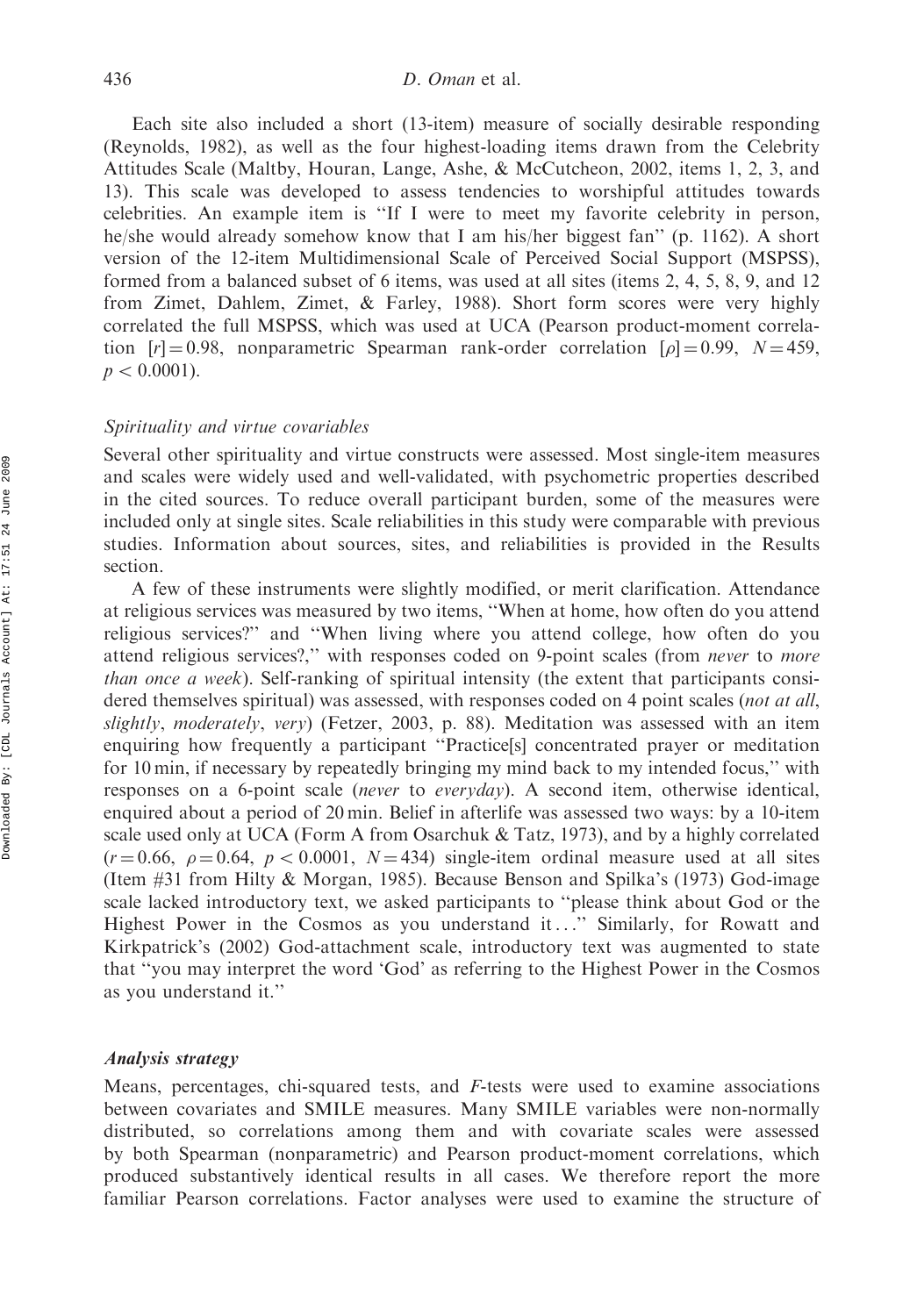Each site also included a short (13-item) measure of socially desirable responding (Reynolds, 1982), as well as the four highest-loading items drawn from the Celebrity Attitudes Scale (Maltby, Houran, Lange, Ashe, & McCutcheon, 2002, items 1, 2, 3, and 13). This scale was developed to assess tendencies to worshipful attitudes towards celebrities. An example item is "If I were to meet my favorite celebrity in person, he/she would already somehow know that I am his/her biggest fan" (p. 1162). A short version of the 12-item Multidimensional Scale of Perceived Social Support (MSPSS), formed from a balanced subset of 6 items, was used at all sites (items 2, 4, 5, 8, 9, and 12 from Zimet, Dahlem, Zimet, & Farley, 1988). Short form scores were very highly correlated the full MSPSS, which was used at UCA (Pearson product-moment correlation $[r] = 0.98$, nonparametric Spearman rank-order correlation $[\rho] = 0.99$, $N = 459$, $p < 0.0001$).

### *Spirituality and virtue covariables*

Several other spirituality and virtue constructs were assessed. Most single-item measures and scales were widely used and well-validated, with psychometric properties described in the cited sources. To reduce overall participant burden, some of the measures were included only at single sites. Scale reliabilities in this study were comparable with previous studies. Information about sources, sites, and reliabilities is provided in the Results section.

A few of these instruments were slightly modified, or merit clarification. Attendance at religious services was measured by two items, "When at home, how often do you attend religious services?" and "When living where you attend college, how often do you attend religious services?," with responses coded on 9-point scales (from *never* to *more than once a week*). Self-ranking of spiritual intensity (the extent that participants considered themselves spiritual) was assessed, with responses coded on 4 point scales (*not at all*, *slightly*, *moderately*, *very*) (Fetzer, 2003, p. 88). Meditation was assessed with an item enquiring how frequently a participant "Practice[s] concentrated prayer or meditation for 10 min, if necessary by repeatedly bringing my mind back to my intended focus," with responses on a 6-point scale (*never* to *everyday*). A second item, otherwise identical, enquired about a period of 20 min. Belief in afterlife was assessed two ways: by a 10-item scale used only at UCA (Form A from Osarchuk & Tatz, 1973), and by a highly correlated ($r = 0.66$, $\rho = 0.64$, $p < 0.0001$, $N = 434$) single-item ordinal measure used at all sites (Item #31 from Hilty & Morgan, 1985). Because Benson and Spilka's (1973) God-image scale lacked introductory text, we asked participants to "please think about God or the Highest Power in the Cosmos as you understand it..." Similarly, for Rowatt and Kirkpatrick's (2002) God-attachment scale, introductory text was augmented to state that "you may interpret the word 'God' as referring to the Highest Power in the Cosmos as you understand it."

### **Analysis strategy**

Means, percentages, chi-squared tests, and *F*-tests were used to examine associations between covariates and SMILE measures. Many SMILE variables were non-normally distributed, so correlations among them and with covariate scales were assessed by both Spearman (nonparametric) and Pearson product-moment correlations, which produced substantively identical results in all cases. We therefore report the more familiar Pearson correlations. Factor analyses were used to examine the structure of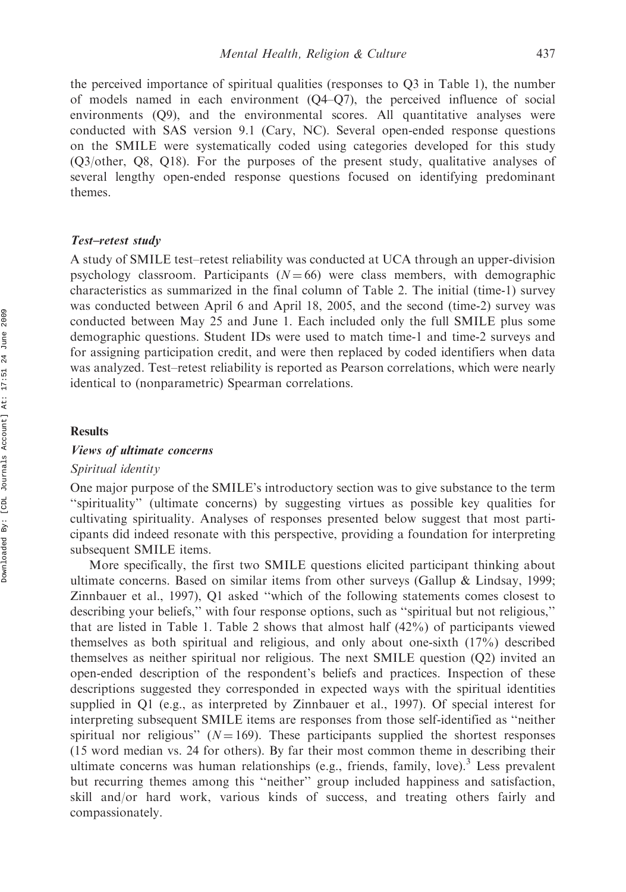the perceived importance of spiritual qualities (responses to Q3 in Table 1), the number of models named in each environment (Q4–Q7), the perceived influence of social environments (Q9), and the environmental scores. All quantitative analyses were conducted with SAS version 9.1 (Cary, NC). Several open-ended response questions on the SMILE were systematically coded using categories developed for this study (Q3/other, Q8, Q18). For the purposes of the present study, qualitative analyses of several lengthy open-ended response questions focused on identifying predominant themes.

### *Test–retest study*

A study of SMILE test–retest reliability was conducted at UCA through an upper-division psychology classroom. Participants ($N = 66$) were class members, with demographic characteristics as summarized in the final column of Table 2. The initial (time-1) survey was conducted between April 6 and April 18, 2005, and the second (time-2) survey was conducted between May 25 and June 1. Each included only the full SMILE plus some demographic questions. Student IDs were used to match time-1 and time-2 surveys and for assigning participation credit, and were then replaced by coded identifiers when data was analyzed. Test–retest reliability is reported as Pearson correlations, which were nearly identical to (nonparametric) Spearman correlations.

## Results

### *Views of ultimate concerns*

#### *Spiritual identity*

One major purpose of the SMILE's introductory section was to give substance to the term "spirituality" (ultimate concerns) by suggesting virtues as possible key qualities for cultivating spirituality. Analyses of responses presented below suggest that most participants did indeed resonate with this perspective, providing a foundation for interpreting subsequent SMILE items.

More specifically, the first two SMILE questions elicited participant thinking about ultimate concerns. Based on similar items from other surveys (Gallup & Lindsay, 1999; Zinnbauer et al., 1997), Q1 asked "which of the following statements comes closest to describing your beliefs," with four response options, such as "spiritual but not religious," that are listed in Table 1. Table 2 shows that almost half (42%) of participants viewed themselves as both spiritual and religious, and only about one-sixth (17%) described themselves as neither spiritual nor religious. The next SMILE question (Q2) invited an open-ended description of the respondent's beliefs and practices. Inspection of these descriptions suggested they corresponded in expected ways with the spiritual identities supplied in Q1 (e.g., as interpreted by Zinnbauer et al., 1997). Of special interest for interpreting subsequent SMILE items are responses from those self-identified as "neither spiritual nor religious" ($N = 169$). These participants supplied the shortest responses (15 word median vs. 24 for others). By far their most common theme in describing their ultimate concerns was human relationships (e.g., friends, family, love).[3] Less prevalent but recurring themes among this "neither" group included happiness and satisfaction, skill and/or hard work, various kinds of success, and treating others fairly and compassionately.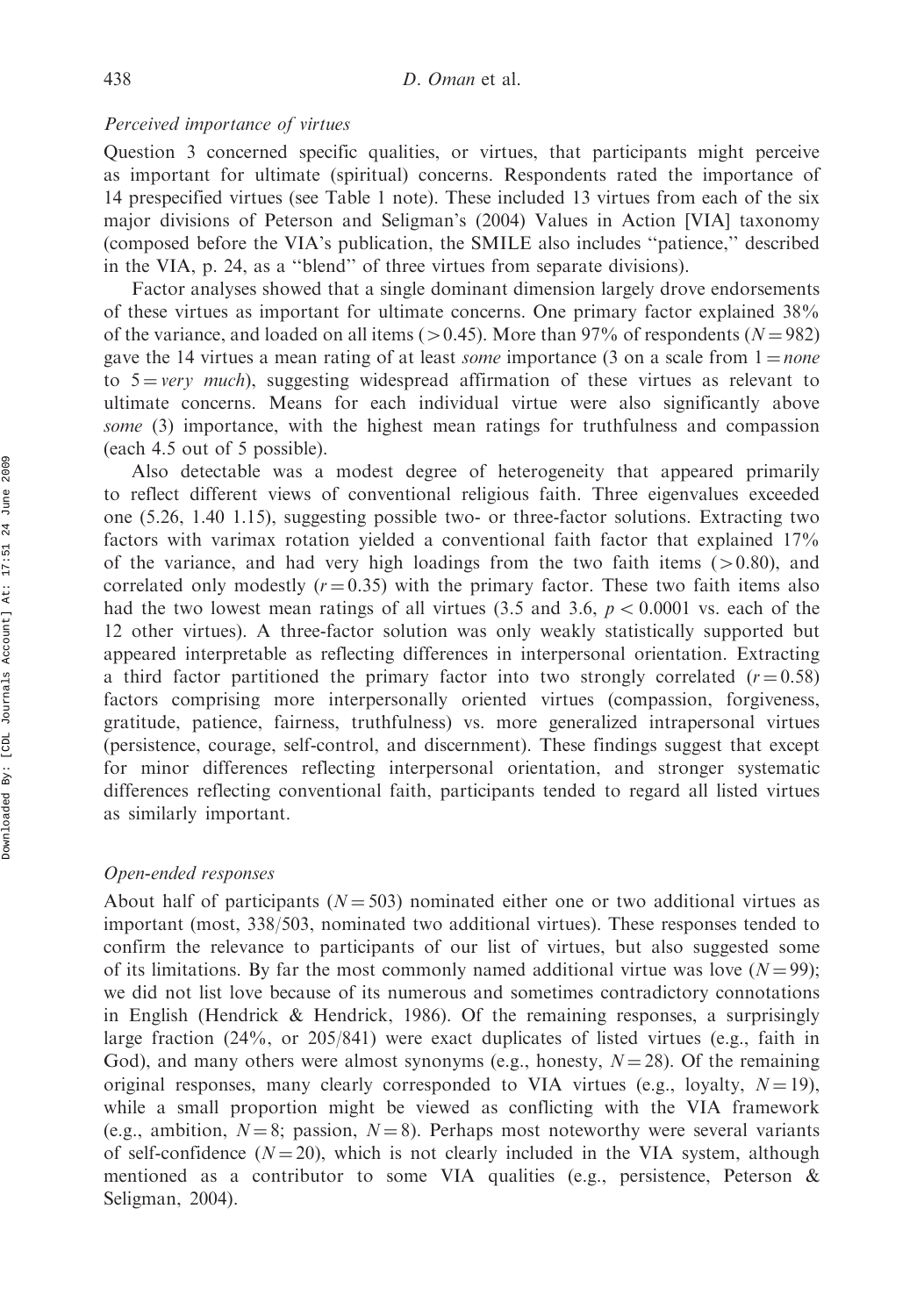*Perceived importance of virtues*

Question 3 concerned specific qualities, or virtues, that participants might perceive as important for ultimate (spiritual) concerns. Respondents rated the importance of 14 prespecified virtues (see Table 1 note). These included 13 virtues from each of the six major divisions of Peterson and Seligman's (2004) Values in Action [VIA] taxonomy (composed before the VIA's publication, the SMILE also includes ''patience,'' described in the VIA, p. 24, as a ''blend'' of three virtues from separate divisions).

Factor analyses showed that a single dominant dimension largely drove endorsements of these virtues as important for ultimate concerns. One primary factor explained 38% of the variance, and loaded on all items ($>0.45$). More than 97% of respondents ($N = 982$) gave the 14 virtues a mean rating of at least *some* importance (3 on a scale from 1 = *none* to 5 = *very much*), suggesting widespread affirmation of these virtues as relevant to ultimate concerns. Means for each individual virtue were also significantly above *some* (3) importance, with the highest mean ratings for truthfulness and compassion (each 4.5 out of 5 possible).

Also detectable was a modest degree of heterogeneity that appeared primarily to reflect different views of conventional religious faith. Three eigenvalues exceeded one (5.26, 1.40 1.15), suggesting possible two- or three-factor solutions. Extracting two factors with varimax rotation yielded a conventional faith factor that explained 17% of the variance, and had very high loadings from the two faith items ($>0.80$), and correlated only modestly ($r = 0.35$) with the primary factor. These two faith items also had the two lowest mean ratings of all virtues (3.5 and 3.6, $p < 0.0001$ vs. each of the 12 other virtues). A three-factor solution was only weakly statistically supported but appeared interpretable as reflecting differences in interpersonal orientation. Extracting a third factor partitioned the primary factor into two strongly correlated ($r = 0.58$) factors comprising more interpersonally oriented virtues (compassion, forgiveness, gratitude, patience, fairness, truthfulness) vs. more generalized intrapersonal virtues (persistence, courage, self-control, and discernment). These findings suggest that except for minor differences reflecting interpersonal orientation, and stronger systematic differences reflecting conventional faith, participants tended to regard all listed virtues as similarly important.

*Open-ended responses*

About half of participants ($N = 503$) nominated either one or two additional virtues as important (most, 338/503, nominated two additional virtues). These responses tended to confirm the relevance to participants of our list of virtues, but also suggested some of its limitations. By far the most commonly named additional virtue was love ($N = 99$); we did not list love because of its numerous and sometimes contradictory connotations in English (Hendrick & Hendrick, 1986). Of the remaining responses, a surprisingly large fraction (24%, or 205/841) were exact duplicates of listed virtues (e.g., faith in God), and many others were almost synonyms (e.g., honesty, $N = 28$). Of the remaining original responses, many clearly corresponded to VIA virtues (e.g., loyalty, $N = 19$), while a small proportion might be viewed as conflicting with the VIA framework (e.g., ambition, $N = 8$; passion, $N = 8$). Perhaps most noteworthy were several variants of self-confidence ($N = 20$), which is not clearly included in the VIA system, although mentioned as a contributor to some VIA qualities (e.g., persistence, Peterson & Seligman, 2004).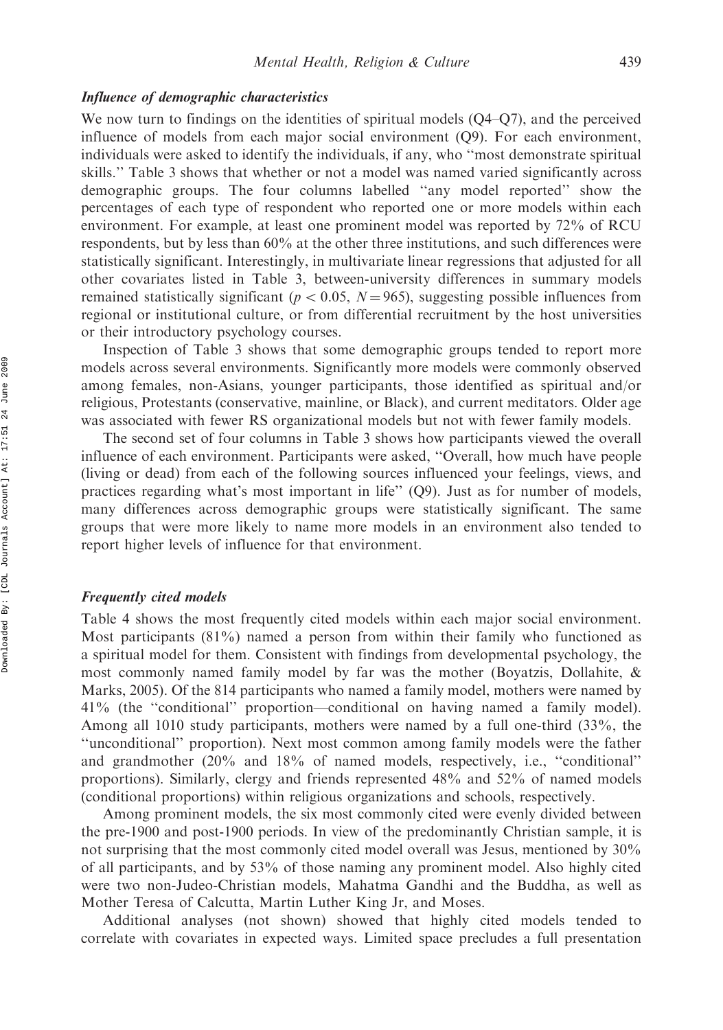### *Influence of demographic characteristics*

We now turn to findings on the identities of spiritual models (Q4–Q7), and the perceived influence of models from each major social environment (Q9). For each environment, individuals were asked to identify the individuals, if any, who "most demonstrate spiritual skills." Table 3 shows that whether or not a model was named varied significantly across demographic groups. The four columns labelled "any model reported" show the percentages of each type of respondent who reported one or more models within each environment. For example, at least one prominent model was reported by 72% of RCU respondents, but by less than 60% at the other three institutions, and such differences were statistically significant. Interestingly, in multivariate linear regressions that adjusted for all other covariates listed in Table 3, between-university differences in summary models remained statistically significant ($p < 0.05$, $N = 965$), suggesting possible influences from regional or institutional culture, or from differential recruitment by the host universities or their introductory psychology courses.

Inspection of Table 3 shows that some demographic groups tended to report more models across several environments. Significantly more models were commonly observed among females, non-Asians, younger participants, those identified as spiritual and/or religious, Protestants (conservative, mainline, or Black), and current meditators. Older age was associated with fewer RS organizational models but not with fewer family models.

The second set of four columns in Table 3 shows how participants viewed the overall influence of each environment. Participants were asked, "Overall, how much have people (living or dead) from each of the following sources influenced your feelings, views, and practices regarding what's most important in life" (Q9). Just as for number of models, many differences across demographic groups were statistically significant. The same groups that were more likely to name more models in an environment also tended to report higher levels of influence for that environment.

### *Frequently cited models*

Table 4 shows the most frequently cited models within each major social environment. Most participants (81%) named a person from within their family who functioned as a spiritual model for them. Consistent with findings from developmental psychology, the most commonly named family model by far was the mother (Boyatzis, Dollahite, & Marks, 2005). Of the 814 participants who named a family model, mothers were named by 41% (the "conditional" proportion—conditional on having named a family model). Among all 1010 study participants, mothers were named by a full one-third (33%, the "unconditional" proportion). Next most common among family models were the father and grandmother (20% and 18% of named models, respectively, i.e., "conditional" proportions). Similarly, clergy and friends represented 48% and 52% of named models (conditional proportions) within religious organizations and schools, respectively.

Among prominent models, the six most commonly cited were evenly divided between the pre-1900 and post-1900 periods. In view of the predominantly Christian sample, it is not surprising that the most commonly cited model overall was Jesus, mentioned by 30% of all participants, and by 53% of those naming any prominent model. Also highly cited were two non-Judeo-Christian models, Mahatma Gandhi and the Buddha, as well as Mother Teresa of Calcutta, Martin Luther King Jr, and Moses.

Additional analyses (not shown) showed that highly cited models tended to correlate with covariates in expected ways. Limited space precludes a full presentation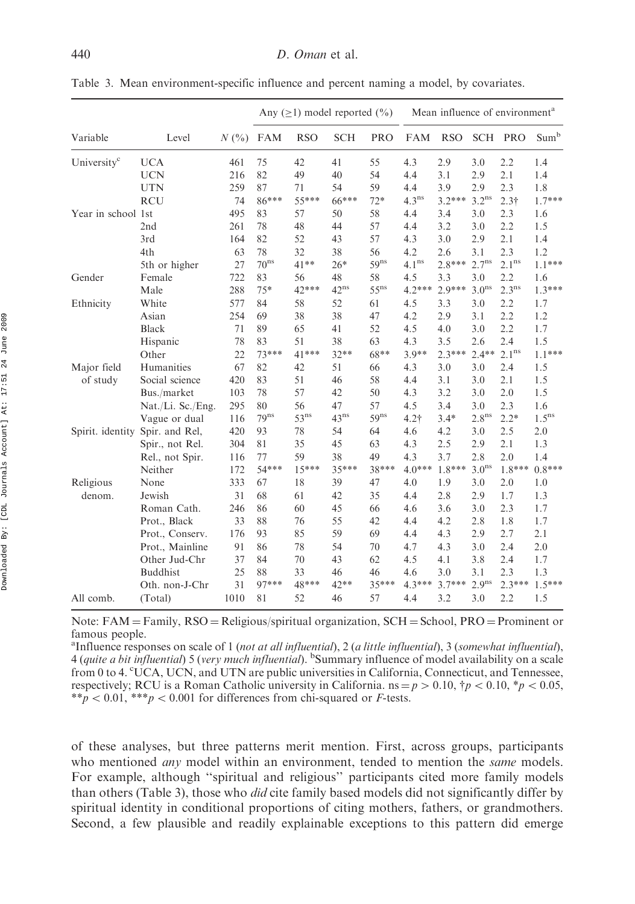Table 3. Mean environment-specific influence and percent naming a model, by covariates.

| Variable | Level | N (%) | Any (≥1) model reported (%) | | | | Mean influence of environment[a] | | | | |
|---|---|---|---|---|---|---|---|---|---|---|---|
| | | | FAM | RSO | SCH | PRO | FAM | RSO | SCH | PRO | Sum[b] |
| University[c] | UCA | 461 | 75 | 42 | 41 | 55 | 4.3 | 2.9 | 3.0 | 2.2 | 1.4 |
| | UCN | 216 | 82 | 49 | 40 | 54 | 4.4 | 3.1 | 2.9 | 2.1 | 1.4 |
| | UTN | 259 | 87 | 71 | 54 | 59 | 4.4 | 3.9 | 2.9 | 2.3 | 1.8 |
| | RCU | 74 | 86*** | 55*** | 66*** | 72* | 4.3[ns] | 3.2*** | 3.2[ns] | 2.3† | 1.7*** |
| Year in school | 1st | 495 | 83 | 57 | 50 | 58 | 4.4 | 3.4 | 3.0 | 2.3 | 1.6 |
| | 2nd | 261 | 78 | 48 | 44 | 57 | 4.4 | 3.2 | 3.0 | 2.2 | 1.5 |
| | 3rd | 164 | 82 | 52 | 43 | 57 | 4.3 | 3.0 | 2.9 | 2.1 | 1.4 |
| | 4th | 63 | 78 | 32 | 38 | 56 | 4.2 | 2.6 | 3.1 | 2.3 | 1.2 |
| | 5th or higher | 27 | 70[ns] | 41** | 26* | 59[ns] | 4.1[ns] | 2.8*** | 2.7[ns] | 2.1[ns] | 1.1*** |
| Gender | Female | 722 | 83 | 56 | 48 | 58 | 4.5 | 3.3 | 3.0 | 2.2 | 1.6 |
| | Male | 288 | 75* | 42*** | 42[ns] | 55[ns] | 4.2*** | 2.9*** | 3.0[ns] | 2.3[ns] | 1.3*** |
| Ethnicity | White | 577 | 84 | 58 | 52 | 61 | 4.5 | 3.3 | 3.0 | 2.2 | 1.7 |
| | Asian | 254 | 69 | 38 | 38 | 47 | 4.2 | 2.9 | 3.1 | 2.2 | 1.2 |
| | Black | 71 | 89 | 65 | 41 | 52 | 4.5 | 4.0 | 3.0 | 2.2 | 1.7 |
| | Hispanic | 78 | 83 | 51 | 38 | 63 | 4.3 | 3.5 | 2.6 | 2.4 | 1.5 |
| | Other | 22 | 73*** | 41*** | 32** | 68** | 3.9** | 2.3*** | 2.4** | 2.1[ns] | 1.1*** |
| Major field of study | Humanities | 67 | 82 | 42 | 51 | 66 | 4.3 | 3.0 | 3.0 | 2.4 | 1.5 |
| | Social science | 420 | 83 | 51 | 46 | 58 | 4.4 | 3.1 | 3.0 | 2.1 | 1.5 |
| | Bus./market | 103 | 78 | 57 | 42 | 50 | 4.3 | 3.2 | 3.0 | 2.0 | 1.5 |
| | Nat./Li. Sc./Eng. | 295 | 80 | 56 | 47 | 57 | 4.5 | 3.4 | 3.0 | 2.3 | 1.6 |
| | Vague or dual | 116 | 79[ns] | 53[ns] | 43[ns] | 59[ns] | 4.2† | 3.4* | 2.8[ns] | 2.2* | 1.5[ns] |
| Spirit. identity | Spir. and Rel, | 420 | 93 | 78 | 54 | 64 | 4.6 | 4.2 | 3.0 | 2.5 | 2.0 |
| | Spir., not Rel. | 304 | 81 | 35 | 45 | 63 | 4.3 | 2.5 | 2.9 | 2.1 | 1.3 |
| | Rel., not Spir. | 116 | 77 | 59 | 38 | 49 | 4.3 | 3.7 | 2.8 | 2.0 | 1.4 |
| | Neither | 172 | 54*** | 15*** | 35*** | 38*** | 4.0*** | 1.8*** | 3.0[ns] | 1.8*** | 0.8*** |
| Religious denom. | None | 333 | 67 | 18 | 39 | 47 | 4.0 | 1.9 | 3.0 | 2.0 | 1.0 |
| | Jewish | 31 | 68 | 61 | 42 | 35 | 4.4 | 2.8 | 2.9 | 1.7 | 1.3 |
| | Roman Cath. | 246 | 86 | 60 | 45 | 66 | 4.6 | 3.6 | 3.0 | 2.3 | 1.7 |
| | Prot., Black | 33 | 88 | 76 | 55 | 42 | 4.4 | 4.2 | 2.8 | 1.8 | 1.7 |
| | Prot., Conserv. | 176 | 93 | 85 | 59 | 69 | 4.4 | 4.3 | 2.9 | 2.7 | 2.1 |
| | Prot., Mainline | 91 | 86 | 78 | 54 | 70 | 4.7 | 4.3 | 3.0 | 2.4 | 2.0 |
| | Other Jud-Chr | 37 | 84 | 70 | 43 | 62 | 4.5 | 4.1 | 3.8 | 2.4 | 1.7 |
| | Buddhist | 25 | 88 | 33 | 46 | 46 | 4.6 | 3.0 | 3.1 | 2.3 | 1.3 |
| | Oth. non-J-Chr | 31 | 97*** | 48*** | 42** | 35*** | 4.3*** | 3.7*** | 2.9[ns] | 2.3*** | 1.5*** |
| All comb. | (Total) | 1010 | 81 | 52 | 46 | 57 | 4.4 | 3.2 | 3.0 | 2.2 | 1.5 |

Note: FAM = Family, RSO = Religious/spiritual organization, SCH = School, PRO = Prominent or famous people.
[a]Influence responses on scale of 1 (*not at all influential*), 2 (*a little influential*), 3 (*somewhat influential*), 4 (*quite a bit influential*) 5 (*very much influential*). [b]Summary influence of model availability on a scale from 0 to 4. [c]UCA, UCN, and UTN are public universities in California, Connecticut, and Tennessee, respectively; RCU is a Roman Catholic university in California. ns = $p > 0.10$, †$p < 0.10$, *$p < 0.05$, **$p < 0.01$, ***$p < 0.001$ for differences from chi-squared or F-tests.

of these analyses, but three patterns merit mention. First, across groups, participants who mentioned *any* model within an environment, tended to mention the *same* models. For example, although "spiritual and religious" participants cited more family models than others (Table 3), those who *did* cite family based models did not significantly differ by spiritual identity in conditional proportions of citing mothers, fathers, or grandmothers. Second, a few plausible and readily explainable exceptions to this pattern did emerge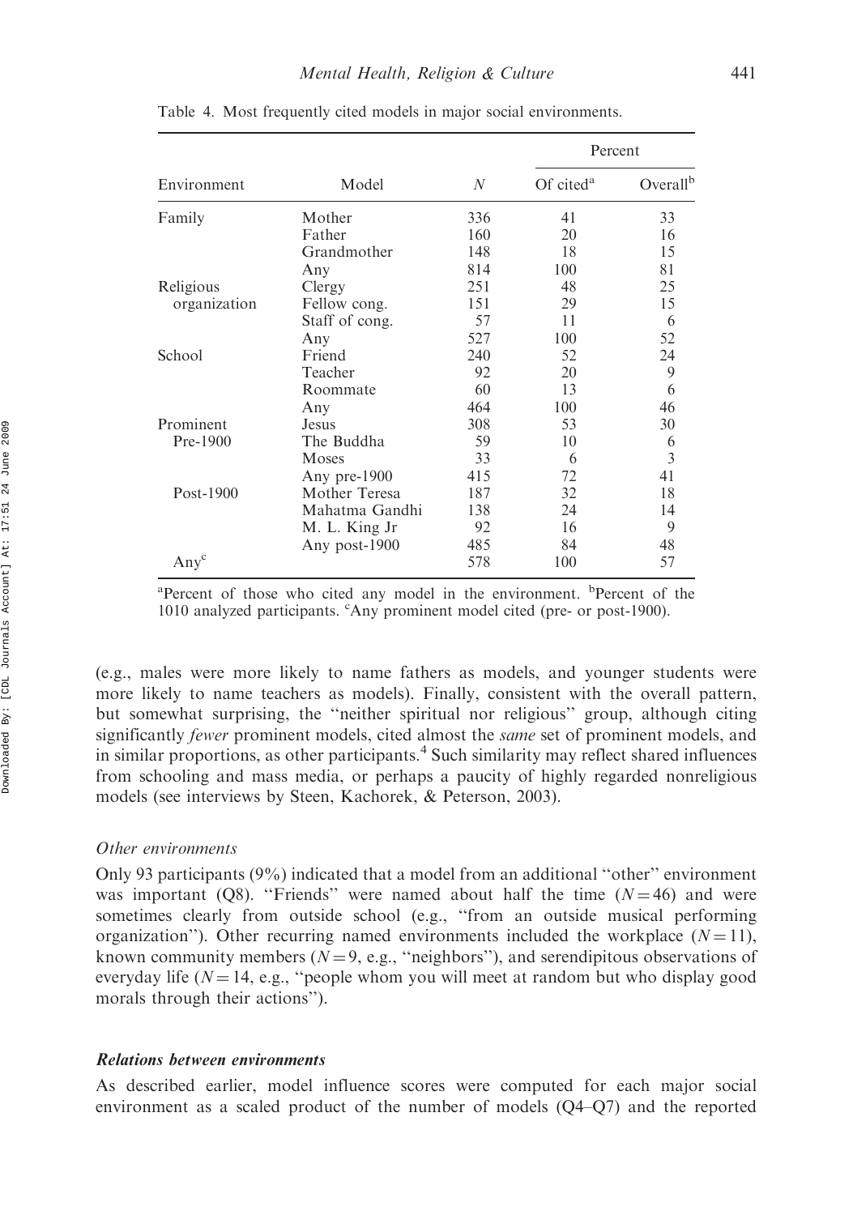Table 4. Most frequently cited models in major social environments.

| Environment | Model | $N$ | Percent | |
|---|---|---|---|---|
| | | | Of cited[a] | Overall[b] |
| Family | Mother | 336 | 41 | 33 |
| | Father | 160 | 20 | 16 |
| | Grandmother | 148 | 18 | 15 |
| | Any | 814 | 100 | 81 |
| Religious organization | Clergy | 251 | 48 | 25 |
| | Fellow cong. | 151 | 29 | 15 |
| | Staff of cong. | 57 | 11 | 6 |
| | Any | 527 | 100 | 52 |
| School | Friend | 240 | 52 | 24 |
| | Teacher | 92 | 20 | 9 |
| | Roommate | 60 | 13 | 6 |
| | Any | 464 | 100 | 46 |
| Prominent Pre-1900 | Jesus | 308 | 53 | 30 |
| | The Buddha | 59 | 10 | 6 |
| | Moses | 33 | 6 | 3 |
| | Any pre-1900 | 415 | 72 | 41 |
| Post-1900 | Mother Teresa | 187 | 32 | 18 |
| | Mahatma Gandhi | 138 | 24 | 14 |
| | M. L. King Jr | 92 | 16 | 9 |
| | Any post-1900 | 485 | 84 | 48 |
| Any[c] | | 578 | 100 | 57 |

[a]Percent of those who cited any model in the environment. [b]Percent of the 1010 analyzed participants. [c]Any prominent model cited (pre- or post-1900).

(e.g., males were more likely to name fathers as models, and younger students were more likely to name teachers as models). Finally, consistent with the overall pattern, but somewhat surprising, the "neither spiritual nor religious" group, although citing significantly *fewer* prominent models, cited almost the *same* set of prominent models, and in similar proportions, as other participants.[4] Such similarity may reflect shared influences from schooling and mass media, or perhaps a paucity of highly regarded nonreligious models (see interviews by Steen, Kachorek, & Peterson, 2003).

*Other environments*

Only 93 participants (9%) indicated that a model from an additional "other" environment was important (Q8). "Friends" were named about half the time ($N = 46$) and were sometimes clearly from outside school (e.g., "from an outside musical performing organization"). Other recurring named environments included the workplace ($N = 11$), known community members ($N = 9$, e.g., "neighbors"), and serendipitous observations of everyday life ($N = 14$, e.g., "people whom you will meet at random but who display good morals through their actions").

### Relations between environments

As described earlier, model influence scores were computed for each major social environment as a scaled product of the number of models (Q4–Q7) and the reported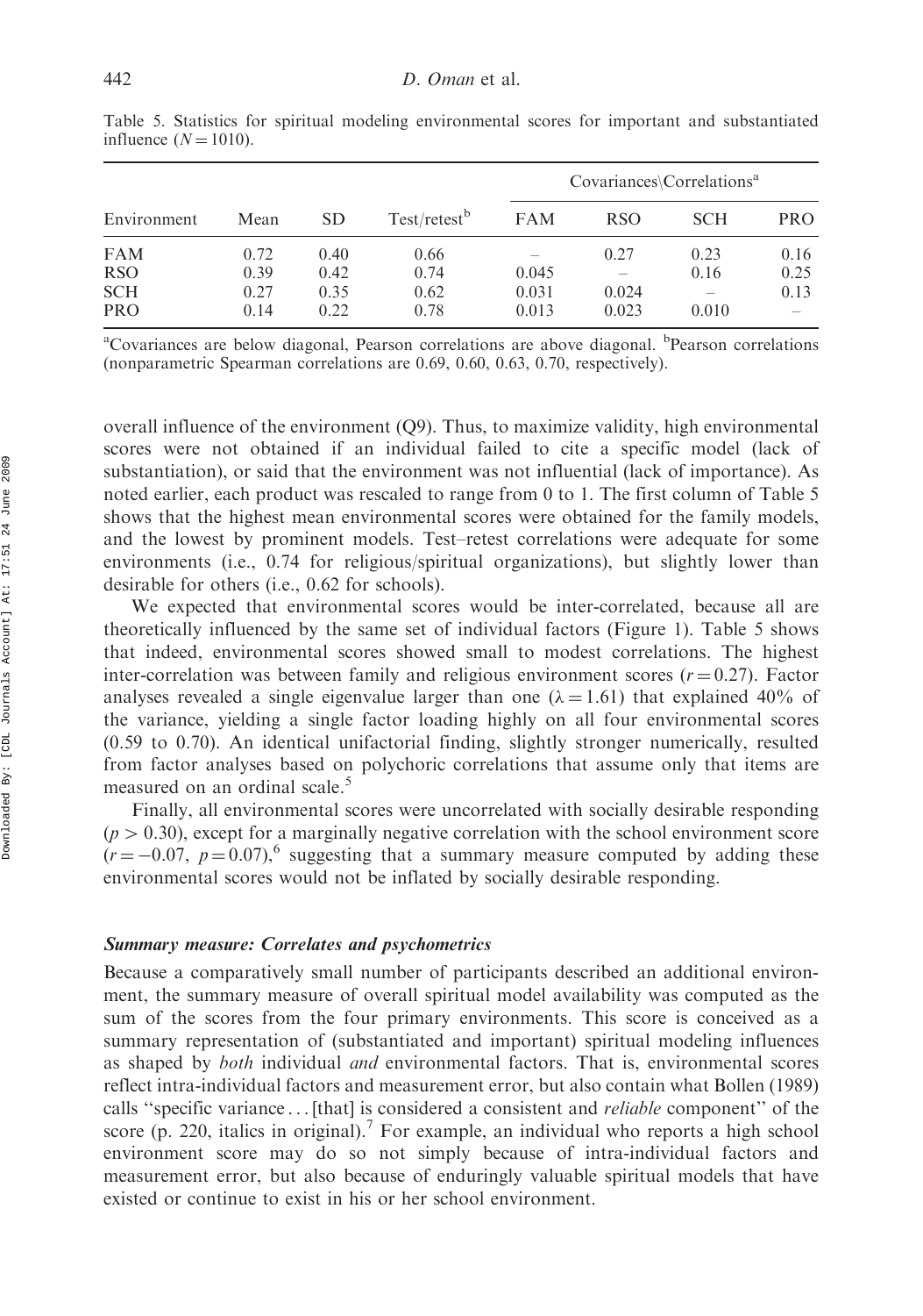Table 5. Statistics for spiritual modeling environmental scores for important and substantiated influence ($N = 1010$).

| Environment | Mean | SD | Test/retest[b] | Covariances\Correlations[a] | | | |
|---|---|---|---|---|---|---|---|
| | | | | FAM | RSO | SCH | PRO |
| FAM | 0.72 | 0.40 | 0.66 | – | 0.27 | 0.23 | 0.16 |
| RSO | 0.39 | 0.42 | 0.74 | 0.045 | – | 0.16 | 0.25 |
| SCH | 0.27 | 0.35 | 0.62 | 0.031 | 0.024 | – | 0.13 |
| PRO | 0.14 | 0.22 | 0.78 | 0.013 | 0.023 | 0.010 | – |

[a]Covariances are below diagonal, Pearson correlations are above diagonal. [b]Pearson correlations (nonparametric Spearman correlations are 0.69, 0.60, 0.63, 0.70, respectively).

overall influence of the environment (Q9). Thus, to maximize validity, high environmental scores were not obtained if an individual failed to cite a specific model (lack of substantiation), or said that the environment was not influential (lack of importance). As noted earlier, each product was rescaled to range from 0 to 1. The first column of Table 5 shows that the highest mean environmental scores were obtained for the family models, and the lowest by prominent models. Test–retest correlations were adequate for some environments (i.e., 0.74 for religious/spiritual organizations), but slightly lower than desirable for others (i.e., 0.62 for schools).

We expected that environmental scores would be inter-correlated, because all are theoretically influenced by the same set of individual factors (Figure 1). Table 5 shows that indeed, environmental scores showed small to modest correlations. The highest inter-correlation was between family and religious environment scores ($r = 0.27$). Factor analyses revealed a single eigenvalue larger than one ($\lambda = 1.61$) that explained 40% of the variance, yielding a single factor loading highly on all four environmental scores (0.59 to 0.70). An identical unifactorial finding, slightly stronger numerically, resulted from factor analyses based on polychoric correlations that assume only that items are measured on an ordinal scale.[5]

Finally, all environmental scores were uncorrelated with socially desirable responding ($p > 0.30$), except for a marginally negative correlation with the school environment score ($r = -0.07$, $p = 0.07$),[6] suggesting that a summary measure computed by adding these environmental scores would not be inflated by socially desirable responding.

### *Summary measure: Correlates and psychometrics*

Because a comparatively small number of participants described an additional environment, the summary measure of overall spiritual model availability was computed as the sum of the scores from the four primary environments. This score is conceived as a summary representation of (substantiated and important) spiritual modeling influences as shaped by *both* individual *and* environmental factors. That is, environmental scores reflect intra-individual factors and measurement error, but also contain what Bollen (1989) calls "specific variance ... [that] is considered a consistent and *reliable* component" of the score (p. 220, italics in original).[7] For example, an individual who reports a high school environment score may do so not simply because of intra-individual factors and measurement error, but also because of enduringly valuable spiritual models that have existed or continue to exist in his or her school environment.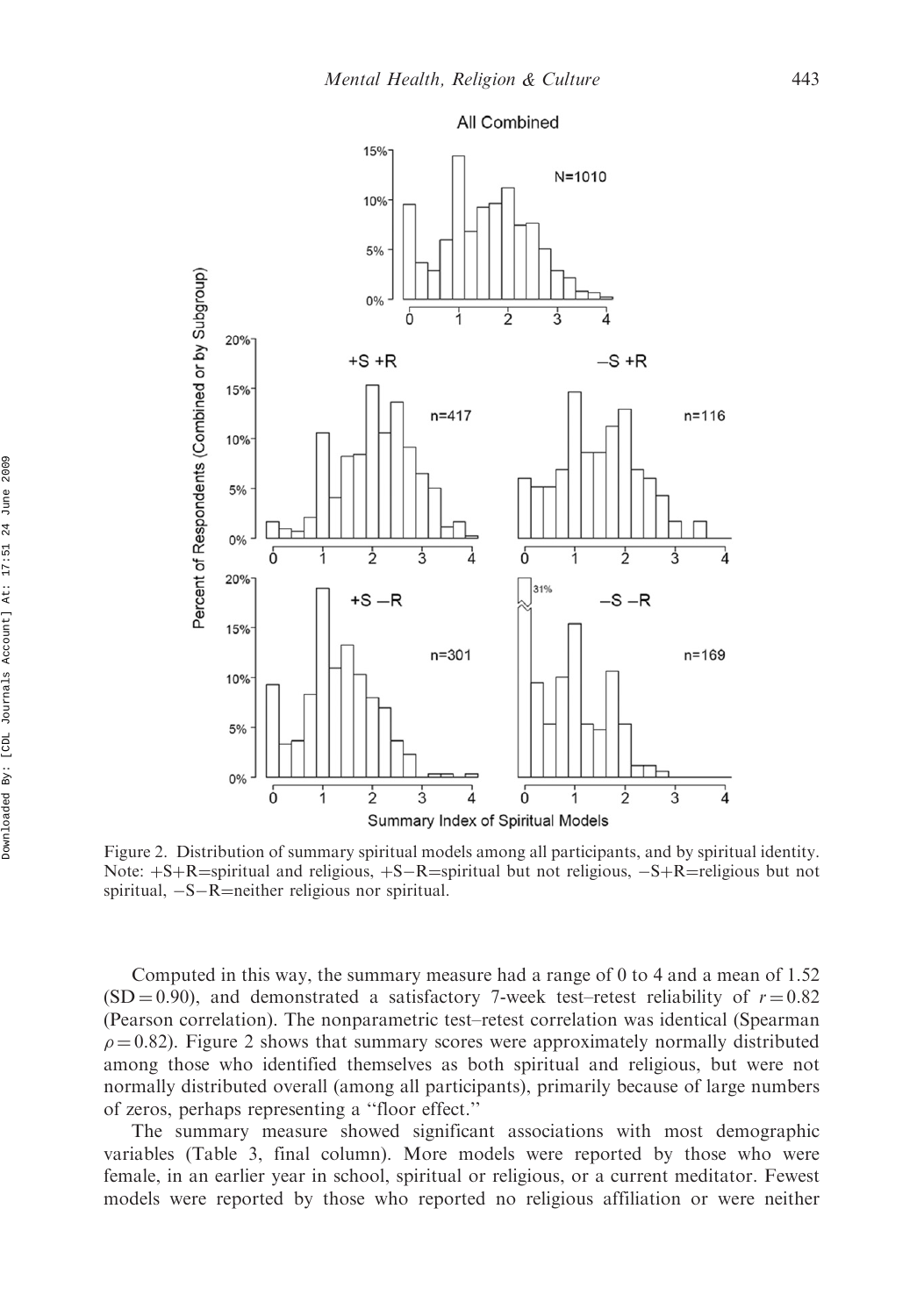Figure 2. Distribution of summary spiritual models among all participants, and by spiritual identity. Note: +S+R=spiritual and religious, +S−R=spiritual but not religious, −S+R=religious but not spiritual, −S−R=neither religious nor spiritual.

Computed in this way, the summary measure had a range of 0 to 4 and a mean of 1.52 (SD = 0.90), and demonstrated a satisfactory 7-week test–retest reliability of $r = 0.82$ (Pearson correlation). The nonparametric test–retest correlation was identical (Spearman $\rho = 0.82$). Figure 2 shows that summary scores were approximately normally distributed among those who identified themselves as both spiritual and religious, but were not normally distributed overall (among all participants), primarily because of large numbers of zeros, perhaps representing a "floor effect."

The summary measure showed significant associations with most demographic variables (Table 3, final column). More models were reported by those who were female, in an earlier year in school, spiritual or religious, or a current meditator. Fewest models were reported by those who reported no religious affiliation or were neither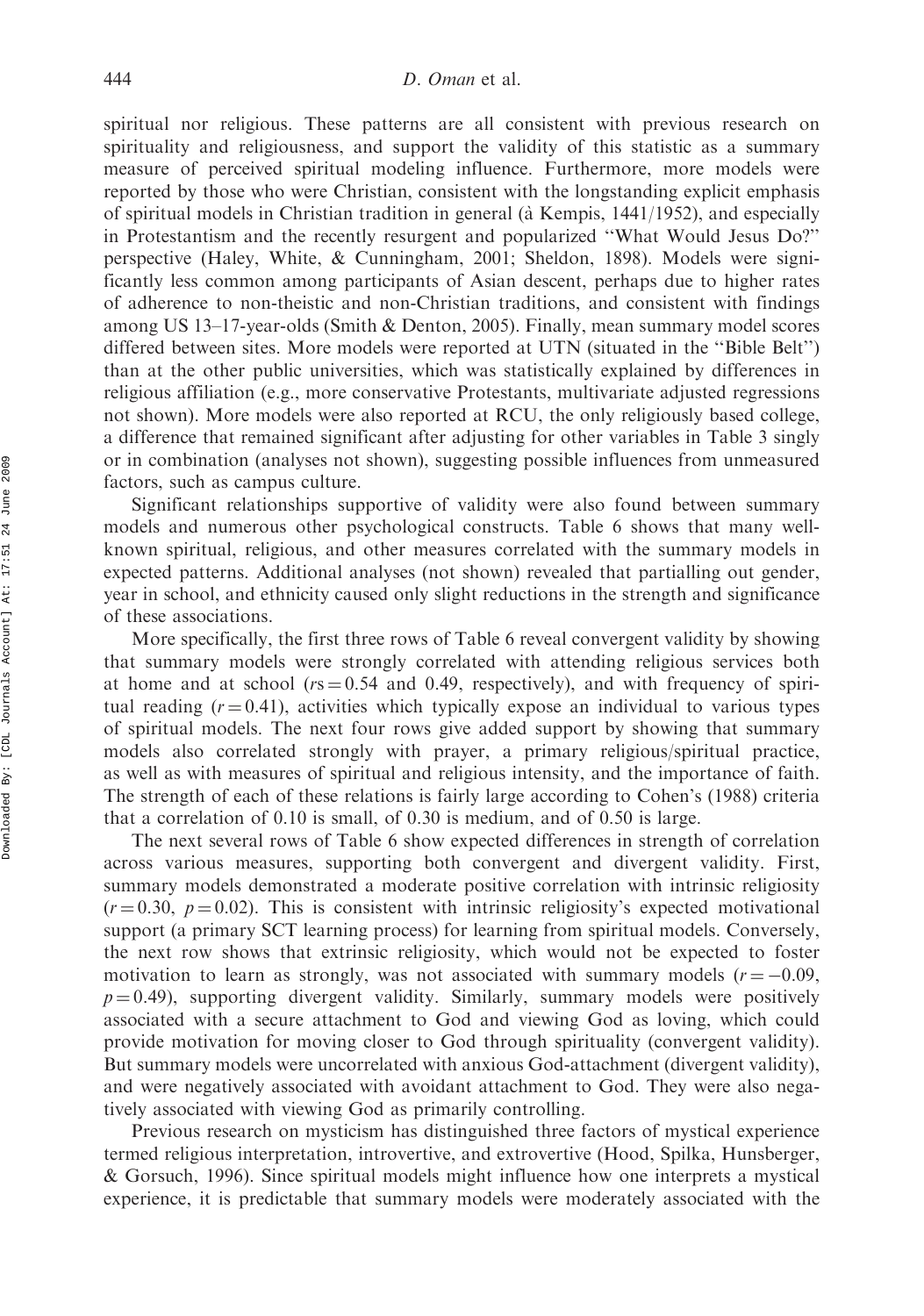spiritual nor religious. These patterns are all consistent with previous research on spirituality and religiousness, and support the validity of this statistic as a summary measure of perceived spiritual modeling influence. Furthermore, more models were reported by those who were Christian, consistent with the longstanding explicit emphasis of spiritual models in Christian tradition in general (à Kempis, 1441/1952), and especially in Protestantism and the recently resurgent and popularized "What Would Jesus Do?" perspective (Haley, White, & Cunningham, 2001; Sheldon, 1898). Models were significantly less common among participants of Asian descent, perhaps due to higher rates of adherence to non-theistic and non-Christian traditions, and consistent with findings among US 13–17-year-olds (Smith & Denton, 2005). Finally, mean summary model scores differed between sites. More models were reported at UTN (situated in the "Bible Belt") than at the other public universities, which was statistically explained by differences in religious affiliation (e.g., more conservative Protestants, multivariate adjusted regressions not shown). More models were also reported at RCU, the only religiously based college, a difference that remained significant after adjusting for other variables in Table 3 singly or in combination (analyses not shown), suggesting possible influences from unmeasured factors, such as campus culture.

Significant relationships supportive of validity were also found between summary models and numerous other psychological constructs. Table 6 shows that many well-known spiritual, religious, and other measures correlated with the summary models in expected patterns. Additional analyses (not shown) revealed that partialling out gender, year in school, and ethnicity caused only slight reductions in the strength and significance of these associations.

More specifically, the first three rows of Table 6 reveal convergent validity by showing that summary models were strongly correlated with attending religious services both at home and at school ($rs = 0.54$ and 0.49, respectively), and with frequency of spiritual reading ($r = 0.41$), activities which typically expose an individual to various types of spiritual models. The next four rows give added support by showing that summary models also correlated strongly with prayer, a primary religious/spiritual practice, as well as with measures of spiritual and religious intensity, and the importance of faith. The strength of each of these relations is fairly large according to Cohen's (1988) criteria that a correlation of 0.10 is small, of 0.30 is medium, and of 0.50 is large.

The next several rows of Table 6 show expected differences in strength of correlation across various measures, supporting both convergent and divergent validity. First, summary models demonstrated a moderate positive correlation with intrinsic religiosity ($r = 0.30$, $p = 0.02$). This is consistent with intrinsic religiosity's expected motivational support (a primary SCT learning process) for learning from spiritual models. Conversely, the next row shows that extrinsic religiosity, which would not be expected to foster motivation to learn as strongly, was not associated with summary models ($r = -0.09$, $p = 0.49$), supporting divergent validity. Similarly, summary models were positively associated with a secure attachment to God and viewing God as loving, which could provide motivation for moving closer to God through spirituality (convergent validity). But summary models were uncorrelated with anxious God-attachment (divergent validity), and were negatively associated with avoidant attachment to God. They were also negatively associated with viewing God as primarily controlling.

Previous research on mysticism has distinguished three factors of mystical experience termed religious interpretation, introvertive, and extrovertive (Hood, Spilka, Hunsberger, & Gorsuch, 1996). Since spiritual models might influence how one interprets a mystical experience, it is predictable that summary models were moderately associated with the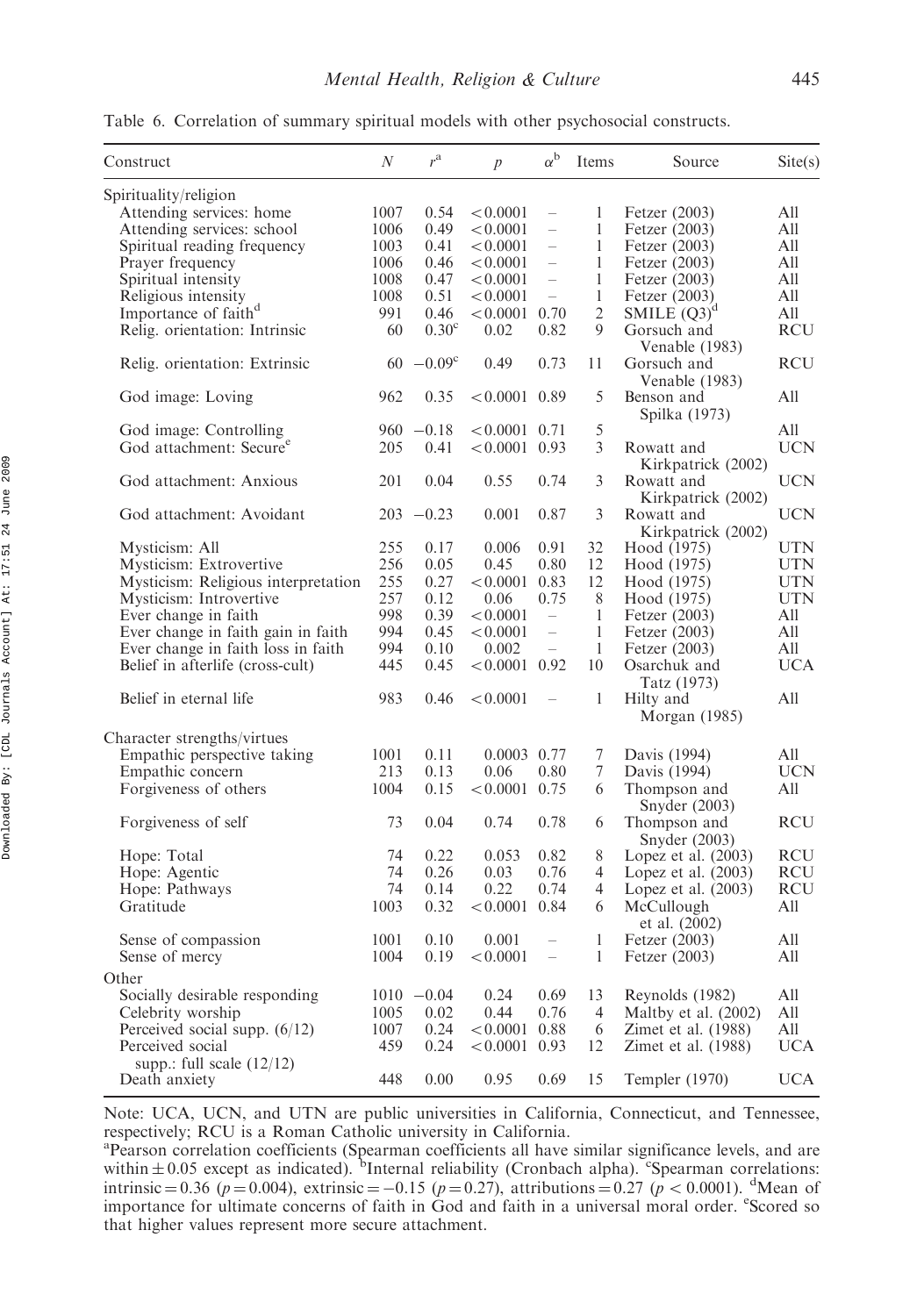Table 6. Correlation of summary spiritual models with other psychosocial constructs.

| Construct | $N$ | $r$[a] | $p$ | $\alpha$[b] | Items | Source | Site(s) |
|---|---|---|---|---|---|---|---|
| Spirituality/religion | | | | | | | |
| Attending services: home | 1007 | 0.54 | <0.0001 | – | 1 | Fetzer (2003) | All |
| Attending services: school | 1006 | 0.49 | <0.0001 | – | 1 | Fetzer (2003) | All |
| Spiritual reading frequency | 1003 | 0.41 | <0.0001 | – | 1 | Fetzer (2003) | All |
| Prayer frequency | 1006 | 0.46 | <0.0001 | – | 1 | Fetzer (2003) | All |
| Spiritual intensity | 1008 | 0.47 | <0.0001 | – | 1 | Fetzer (2003) | All |
| Religious intensity | 1008 | 0.51 | <0.0001 | – | 1 | Fetzer (2003) | All |
| Importance of faith[d] | 991 | 0.46 | <0.0001 | 0.70 | 2 | SMILE (Q3)[d] | All |
| Relig. orientation: Intrinsic | 60 | 0.30[c] | 0.02 | 0.82 | 9 | Gorsuch and Venable (1983) | RCU |
| Relig. orientation: Extrinsic | 60 | −0.09[c] | 0.49 | 0.73 | 11 | Gorsuch and Venable (1983) | RCU |
| God image: Loving | 962 | 0.35 | <0.0001 | 0.89 | 5 | Benson and Spilka (1973) | All |
| God image: Controlling | 960 | −0.18 | <0.0001 | 0.71 | 5 | | All |
| God attachment: Secure[e] | 205 | 0.41 | <0.0001 | 0.93 | 3 | Rowatt and Kirkpatrick (2002) | UCN |
| God attachment: Anxious | 201 | 0.04 | 0.55 | 0.74 | 3 | Rowatt and Kirkpatrick (2002) | UCN |
| God attachment: Avoidant | 203 | −0.23 | 0.001 | 0.87 | 3 | Rowatt and Kirkpatrick (2002) | UCN |
| Mysticism: All | 255 | 0.17 | 0.006 | 0.91 | 32 | Hood (1975) | UTN |
| Mysticism: Extrovertive | 256 | 0.05 | 0.45 | 0.80 | 12 | Hood (1975) | UTN |
| Mysticism: Religious interpretation | 255 | 0.27 | <0.0001 | 0.83 | 12 | Hood (1975) | UTN |
| Mysticism: Introvertive | 257 | 0.12 | 0.06 | 0.75 | 8 | Hood (1975) | UTN |
| Ever change in faith | 998 | 0.39 | <0.0001 | – | 1 | Fetzer (2003) | All |
| Ever change in faith gain in faith | 994 | 0.45 | <0.0001 | – | 1 | Fetzer (2003) | All |
| Ever change in faith loss in faith | 994 | 0.10 | 0.002 | – | 1 | Fetzer (2003) | All |
| Belief in afterlife (cross-cult) | 445 | 0.45 | <0.0001 | 0.92 | 10 | Osarchuk and Tatz (1973) | UCA |
| Belief in eternal life | 983 | 0.46 | <0.0001 | – | 1 | Hilty and Morgan (1985) | All |
| Character strengths/virtues | | | | | | | |
| Empathic perspective taking | 1001 | 0.11 | 0.0003 | 0.77 | 7 | Davis (1994) | All |
| Empathic concern | 213 | 0.13 | 0.06 | 0.80 | 7 | Davis (1994) | UCN |
| Forgiveness of others | 1004 | 0.15 | <0.0001 | 0.75 | 6 | Thompson and Snyder (2003) | All |
| Forgiveness of self | 73 | 0.04 | 0.74 | 0.78 | 6 | Thompson and Snyder (2003) | RCU |
| Hope: Total | 74 | 0.22 | 0.053 | 0.82 | 8 | Lopez et al. (2003) | RCU |
| Hope: Agentic | 74 | 0.26 | 0.03 | 0.76 | 4 | Lopez et al. (2003) | RCU |
| Hope: Pathways | 74 | 0.14 | 0.22 | 0.74 | 4 | Lopez et al. (2003) | RCU |
| Gratitude | 1003 | 0.32 | <0.0001 | 0.84 | 6 | McCullough et al. (2002) | All |
| Sense of compassion | 1001 | 0.10 | 0.001 | – | 1 | Fetzer (2003) | All |
| Sense of mercy | 1004 | 0.19 | <0.0001 | – | 1 | Fetzer (2003) | All |
| Other | | | | | | | |
| Socially desirable responding | 1010 | −0.04 | 0.24 | 0.69 | 13 | Reynolds (1982) | All |
| Celebrity worship | 1005 | 0.02 | 0.44 | 0.76 | 4 | Maltby et al. (2002) | All |
| Perceived social supp. (6/12) | 1007 | 0.24 | <0.0001 | 0.88 | 6 | Zimet et al. (1988) | All |
| Perceived social supp.: full scale (12/12) | 459 | 0.24 | <0.0001 | 0.93 | 12 | Zimet et al. (1988) | UCA |
| Death anxiety | 448 | 0.00 | 0.95 | 0.69 | 15 | Templer (1970) | UCA |

Note: UCA, UCN, and UTN are public universities in California, Connecticut, and Tennessee, respectively; RCU is a Roman Catholic university in California.

[a]Pearson correlation coefficients (Spearman coefficients all have similar significance levels, and are within ±0.05 except as indicated). [b]Internal reliability (Cronbach alpha). [c]Spearman correlations: intrinsic = 0.36 ($p = 0.004$), extrinsic = −0.15 ($p = 0.27$), attributions = 0.27 ($p < 0.0001$). [d]Mean of importance for ultimate concerns of faith in God and faith in a universal moral order. [e]Scored so that higher values represent more secure attachment.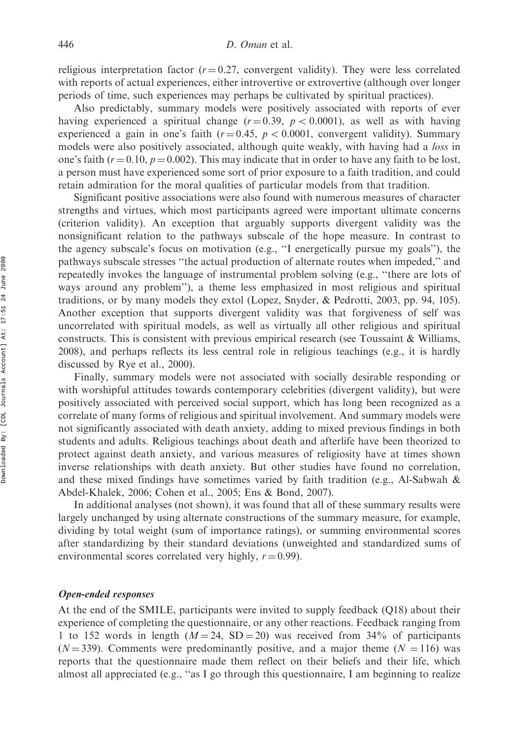religious interpretation factor ($r = 0.27$, convergent validity). They were less correlated with reports of actual experiences, either introvertive or extrovertive (although over longer periods of time, such experiences may perhaps be cultivated by spiritual practices).

Also predictably, summary models were positively associated with reports of ever having experienced a spiritual change ($r = 0.39$, $p < 0.0001$), as well as with having experienced a gain in one's faith ($r = 0.45$, $p < 0.0001$, convergent validity). Summary models were also positively associated, although quite weakly, with having had a *loss* in one's faith ($r = 0.10$, $p = 0.002$). This may indicate that in order to have any faith to be lost, a person must have experienced some sort of prior exposure to a faith tradition, and could retain admiration for the moral qualities of particular models from that tradition.

Significant positive associations were also found with numerous measures of character strengths and virtues, which most participants agreed were important ultimate concerns (criterion validity). An exception that arguably supports divergent validity was the nonsignificant relation to the pathways subscale of the hope measure. In contrast to the agency subscale's focus on motivation (e.g., "I energetically pursue my goals"), the pathways subscale stresses "the actual production of alternate routes when impeded," and repeatedly invokes the language of instrumental problem solving (e.g., "there are lots of ways around any problem"), a theme less emphasized in most religious and spiritual traditions, or by many models they extol (Lopez, Snyder, & Pedrotti, 2003, pp. 94, 105). Another exception that supports divergent validity was that forgiveness of self was uncorrelated with spiritual models, as well as virtually all other religious and spiritual constructs. This is consistent with previous empirical research (see Toussaint & Williams, 2008), and perhaps reflects its less central role in religious teachings (e.g., it is hardly discussed by Rye et al., 2000).

Finally, summary models were not associated with socially desirable responding or with worshipful attitudes towards contemporary celebrities (divergent validity), but were positively associated with perceived social support, which has long been recognized as a correlate of many forms of religious and spiritual involvement. And summary models were not significantly associated with death anxiety, adding to mixed previous findings in both students and adults. Religious teachings about death and afterlife have been theorized to protect against death anxiety, and various measures of religiosity have at times shown inverse relationships with death anxiety. But other studies have found no correlation, and these mixed findings have sometimes varied by faith tradition (e.g., Al-Sabwah & Abdel-Khalek, 2006; Cohen et al., 2005; Ens & Bond, 2007).

In additional analyses (not shown), it was found that all of these summary results were largely unchanged by using alternate constructions of the summary measure, for example, dividing by total weight (sum of importance ratings), or summing environmental scores after standardizing by their standard deviations (unweighted and standardized sums of environmental scores correlated very highly, $r = 0.99$).

### *Open-ended responses*

At the end of the SMILE, participants were invited to supply feedback (Q18) about their experience of completing the questionnaire, or any other reactions. Feedback ranging from 1 to 152 words in length ($M = 24$, $SD = 20$) was received from 34% of participants ($N = 339$). Comments were predominantly positive, and a major theme ($N = 116$) was reports that the questionnaire made them reflect on their beliefs and their life, which almost all appreciated (e.g., "as I go through this questionnaire, I am beginning to realize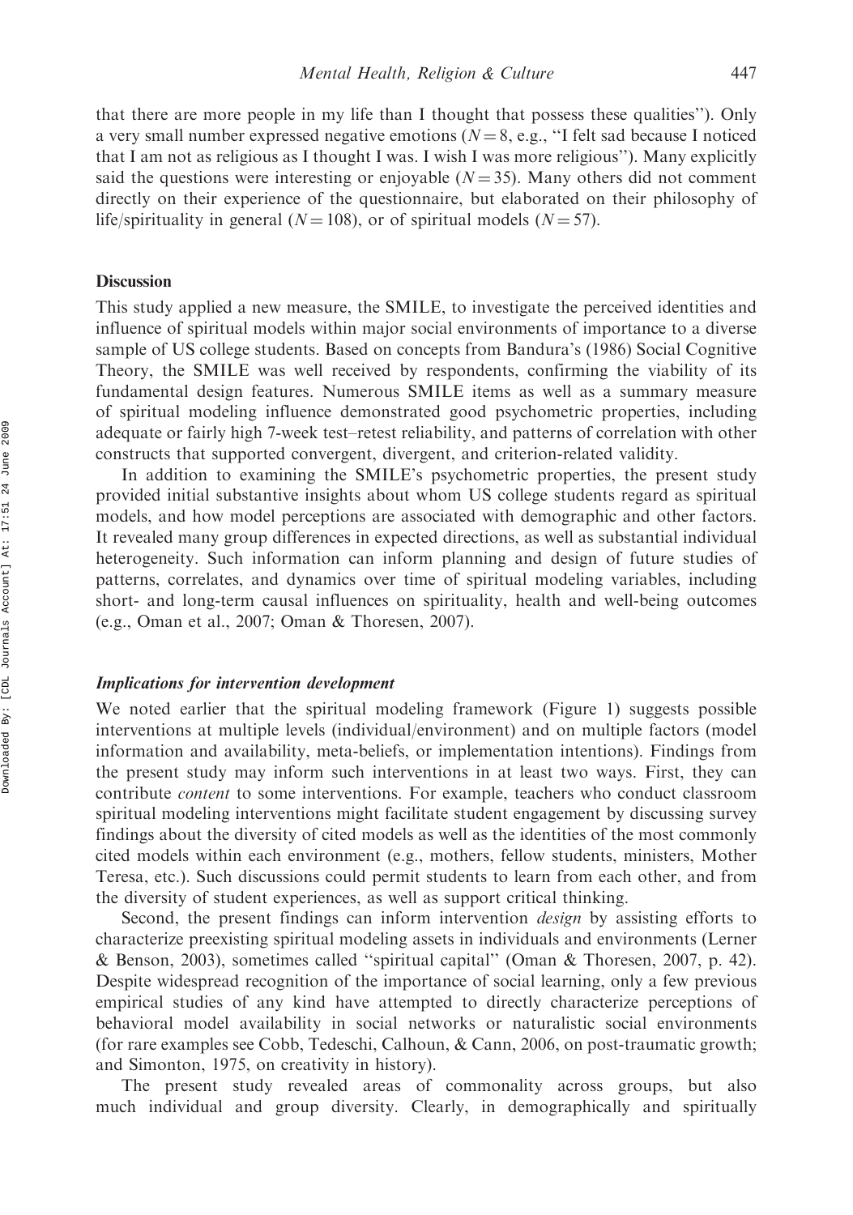that there are more people in my life than I thought that possess these qualities''). Only a very small number expressed negative emotions ($N = 8$, e.g., ''I felt sad because I noticed that I am not as religious as I thought I was. I wish I was more religious''). Many explicitly said the questions were interesting or enjoyable ($N = 35$). Many others did not comment directly on their experience of the questionnaire, but elaborated on their philosophy of life/spirituality in general ($N = 108$), or of spiritual models ($N = 57$).

## Discussion

This study applied a new measure, the SMILE, to investigate the perceived identities and influence of spiritual models within major social environments of importance to a diverse sample of US college students. Based on concepts from Bandura's (1986) Social Cognitive Theory, the SMILE was well received by respondents, confirming the viability of its fundamental design features. Numerous SMILE items as well as a summary measure of spiritual modeling influence demonstrated good psychometric properties, including adequate or fairly high 7-week test–retest reliability, and patterns of correlation with other constructs that supported convergent, divergent, and criterion-related validity.

In addition to examining the SMILE's psychometric properties, the present study provided initial substantive insights about whom US college students regard as spiritual models, and how model perceptions are associated with demographic and other factors. It revealed many group differences in expected directions, as well as substantial individual heterogeneity. Such information can inform planning and design of future studies of patterns, correlates, and dynamics over time of spiritual modeling variables, including short- and long-term causal influences on spirituality, health and well-being outcomes (e.g., Oman et al., 2007; Oman & Thoresen, 2007).

### *Implications for intervention development*

We noted earlier that the spiritual modeling framework (Figure 1) suggests possible interventions at multiple levels (individual/environment) and on multiple factors (model information and availability, meta-beliefs, or implementation intentions). Findings from the present study may inform such interventions in at least two ways. First, they can contribute *content* to some interventions. For example, teachers who conduct classroom spiritual modeling interventions might facilitate student engagement by discussing survey findings about the diversity of cited models as well as the identities of the most commonly cited models within each environment (e.g., mothers, fellow students, ministers, Mother Teresa, etc.). Such discussions could permit students to learn from each other, and from the diversity of student experiences, as well as support critical thinking.

Second, the present findings can inform intervention *design* by assisting efforts to characterize preexisting spiritual modeling assets in individuals and environments (Lerner & Benson, 2003), sometimes called ''spiritual capital'' (Oman & Thoresen, 2007, p. 42). Despite widespread recognition of the importance of social learning, only a few previous empirical studies of any kind have attempted to directly characterize perceptions of behavioral model availability in social networks or naturalistic social environments (for rare examples see Cobb, Tedeschi, Calhoun, & Cann, 2006, on post-traumatic growth; and Simonton, 1975, on creativity in history).

The present study revealed areas of commonality across groups, but also much individual and group diversity. Clearly, in demographically and spiritually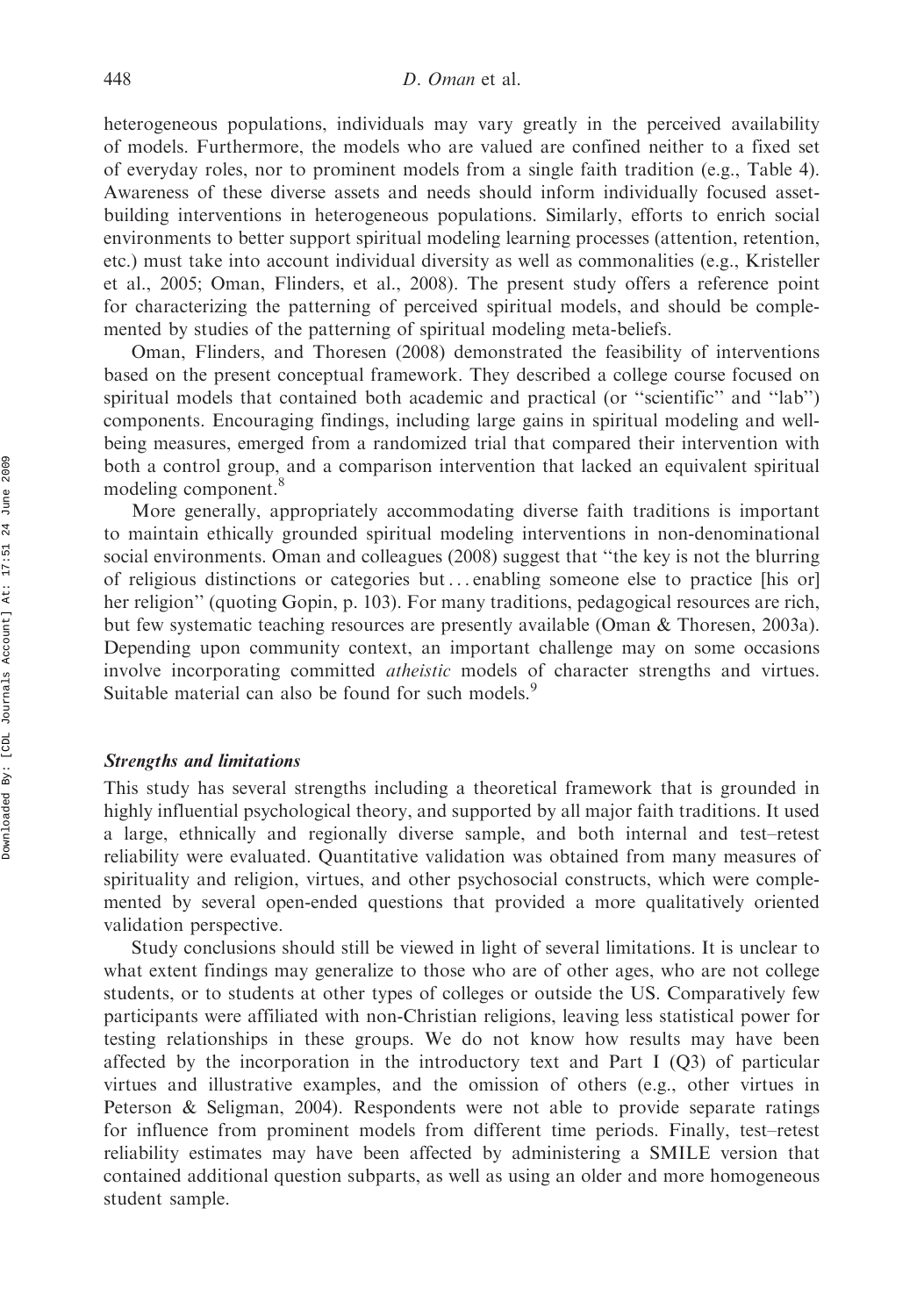heterogeneous populations, individuals may vary greatly in the perceived availability of models. Furthermore, the models who are valued are confined neither to a fixed set of everyday roles, nor to prominent models from a single faith tradition (e.g., Table 4). Awareness of these diverse assets and needs should inform individually focused asset-building interventions in heterogeneous populations. Similarly, efforts to enrich social environments to better support spiritual modeling learning processes (attention, retention, etc.) must take into account individual diversity as well as commonalities (e.g., Kristeller et al., 2005; Oman, Flinders, et al., 2008). The present study offers a reference point for characterizing the patterning of perceived spiritual models, and should be complemented by studies of the patterning of spiritual modeling meta-beliefs.

Oman, Flinders, and Thoresen (2008) demonstrated the feasibility of interventions based on the present conceptual framework. They described a college course focused on spiritual models that contained both academic and practical (or "scientific" and "lab") components. Encouraging findings, including large gains in spiritual modeling and well-being measures, emerged from a randomized trial that compared their intervention with both a control group, and a comparison intervention that lacked an equivalent spiritual modeling component.[8]

More generally, appropriately accommodating diverse faith traditions is important to maintain ethically grounded spiritual modeling interventions in non-denominational social environments. Oman and colleagues (2008) suggest that "the key is not the blurring of religious distinctions or categories but ... enabling someone else to practice [his or] her religion" (quoting Gopin, p. 103). For many traditions, pedagogical resources are rich, but few systematic teaching resources are presently available (Oman & Thoresen, 2003a). Depending upon community context, an important challenge may on some occasions involve incorporating committed *atheistic* models of character strengths and virtues. Suitable material can also be found for such models.[9]

### *Strengths and limitations*

This study has several strengths including a theoretical framework that is grounded in highly influential psychological theory, and supported by all major faith traditions. It used a large, ethnically and regionally diverse sample, and both internal and test–retest reliability were evaluated. Quantitative validation was obtained from many measures of spirituality and religion, virtues, and other psychosocial constructs, which were complemented by several open-ended questions that provided a more qualitatively oriented validation perspective.

Study conclusions should still be viewed in light of several limitations. It is unclear to what extent findings may generalize to those who are of other ages, who are not college students, or to students at other types of colleges or outside the US. Comparatively few participants were affiliated with non-Christian religions, leaving less statistical power for testing relationships in these groups. We do not know how results may have been affected by the incorporation in the introductory text and Part I (Q3) of particular virtues and illustrative examples, and the omission of others (e.g., other virtues in Peterson & Seligman, 2004). Respondents were not able to provide separate ratings for influence from prominent models from different time periods. Finally, test–retest reliability estimates may have been affected by administering a SMILE version that contained additional question subparts, as well as using an older and more homogeneous student sample.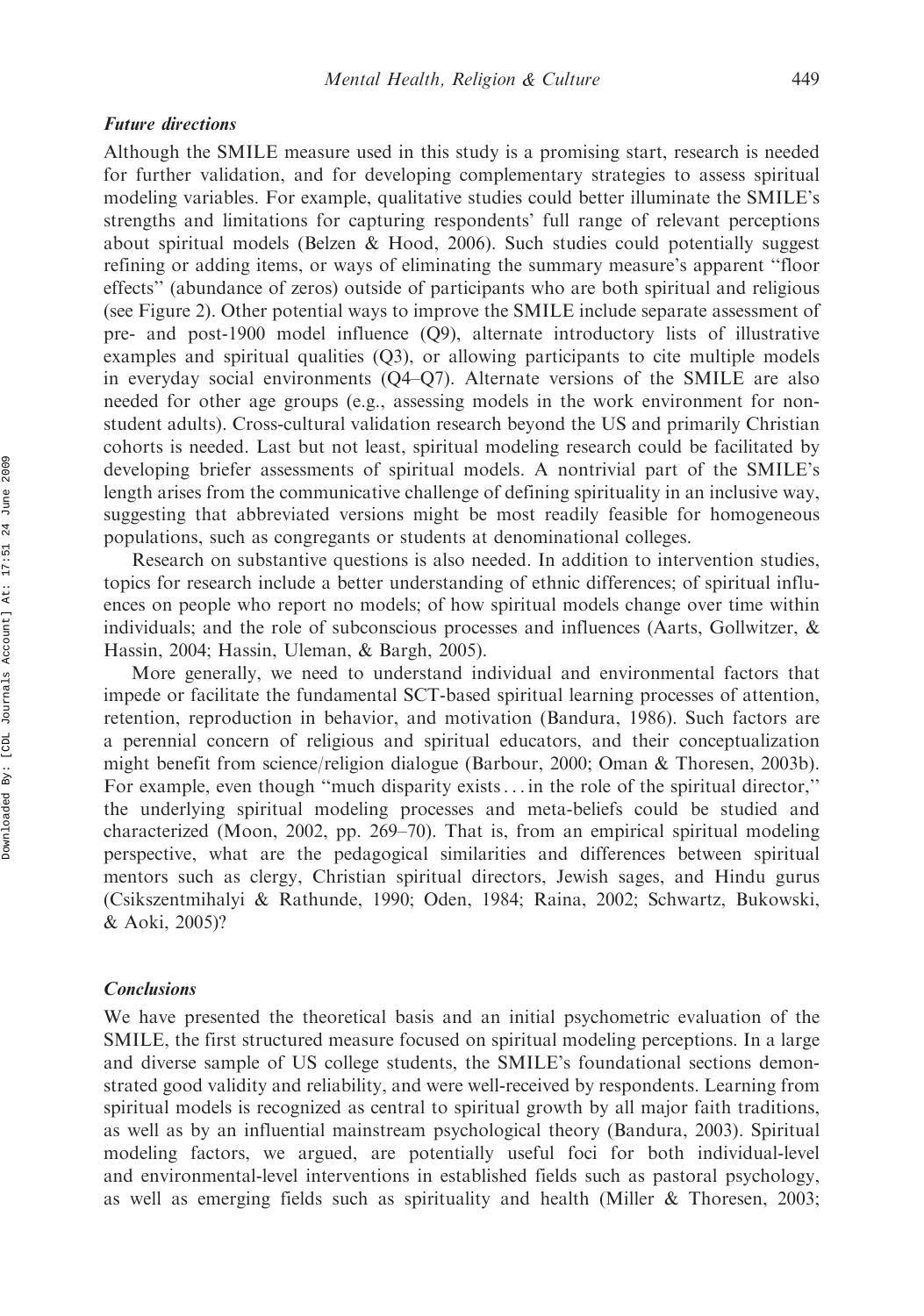### *Future directions*

Although the SMILE measure used in this study is a promising start, research is needed for further validation, and for developing complementary strategies to assess spiritual modeling variables. For example, qualitative studies could better illuminate the SMILE's strengths and limitations for capturing respondents' full range of relevant perceptions about spiritual models (Belzen & Hood, 2006). Such studies could potentially suggest refining or adding items, or ways of eliminating the summary measure's apparent "floor effects" (abundance of zeros) outside of participants who are both spiritual and religious (see Figure 2). Other potential ways to improve the SMILE include separate assessment of pre- and post-1900 model influence (Q9), alternate introductory lists of illustrative examples and spiritual qualities (Q3), or allowing participants to cite multiple models in everyday social environments (Q4–Q7). Alternate versions of the SMILE are also needed for other age groups (e.g., assessing models in the work environment for non-student adults). Cross-cultural validation research beyond the US and primarily Christian cohorts is needed. Last but not least, spiritual modeling research could be facilitated by developing briefer assessments of spiritual models. A nontrivial part of the SMILE's length arises from the communicative challenge of defining spirituality in an inclusive way, suggesting that abbreviated versions might be most readily feasible for homogeneous populations, such as congregants or students at denominational colleges.

Research on substantive questions is also needed. In addition to intervention studies, topics for research include a better understanding of ethnic differences; of spiritual influences on people who report no models; of how spiritual models change over time within individuals; and the role of subconscious processes and influences (Aarts, Gollwitzer, & Hassin, 2004; Hassin, Uleman, & Bargh, 2005).

More generally, we need to understand individual and environmental factors that impede or facilitate the fundamental SCT-based spiritual learning processes of attention, retention, reproduction in behavior, and motivation (Bandura, 1986). Such factors are a perennial concern of religious and spiritual educators, and their conceptualization might benefit from science/religion dialogue (Barbour, 2000; Oman & Thoresen, 2003b). For example, even though "much disparity exists ... in the role of the spiritual director," the underlying spiritual modeling processes and meta-beliefs could be studied and characterized (Moon, 2002, pp. 269–70). That is, from an empirical spiritual modeling perspective, what are the pedagogical similarities and differences between spiritual mentors such as clergy, Christian spiritual directors, Jewish sages, and Hindu gurus (Csikszentmihalyi & Rathunde, 1990; Oden, 1984; Raina, 2002; Schwartz, Bukowski, & Aoki, 2005)?

### *Conclusions*

We have presented the theoretical basis and an initial psychometric evaluation of the SMILE, the first structured measure focused on spiritual modeling perceptions. In a large and diverse sample of US college students, the SMILE's foundational sections demonstrated good validity and reliability, and were well-received by respondents. Learning from spiritual models is recognized as central to spiritual growth by all major faith traditions, as well as by an influential mainstream psychological theory (Bandura, 2003). Spiritual modeling factors, we argued, are potentially useful foci for both individual-level and environmental-level interventions in established fields such as pastoral psychology, as well as emerging fields such as spirituality and health (Miller & Thoresen, 2003;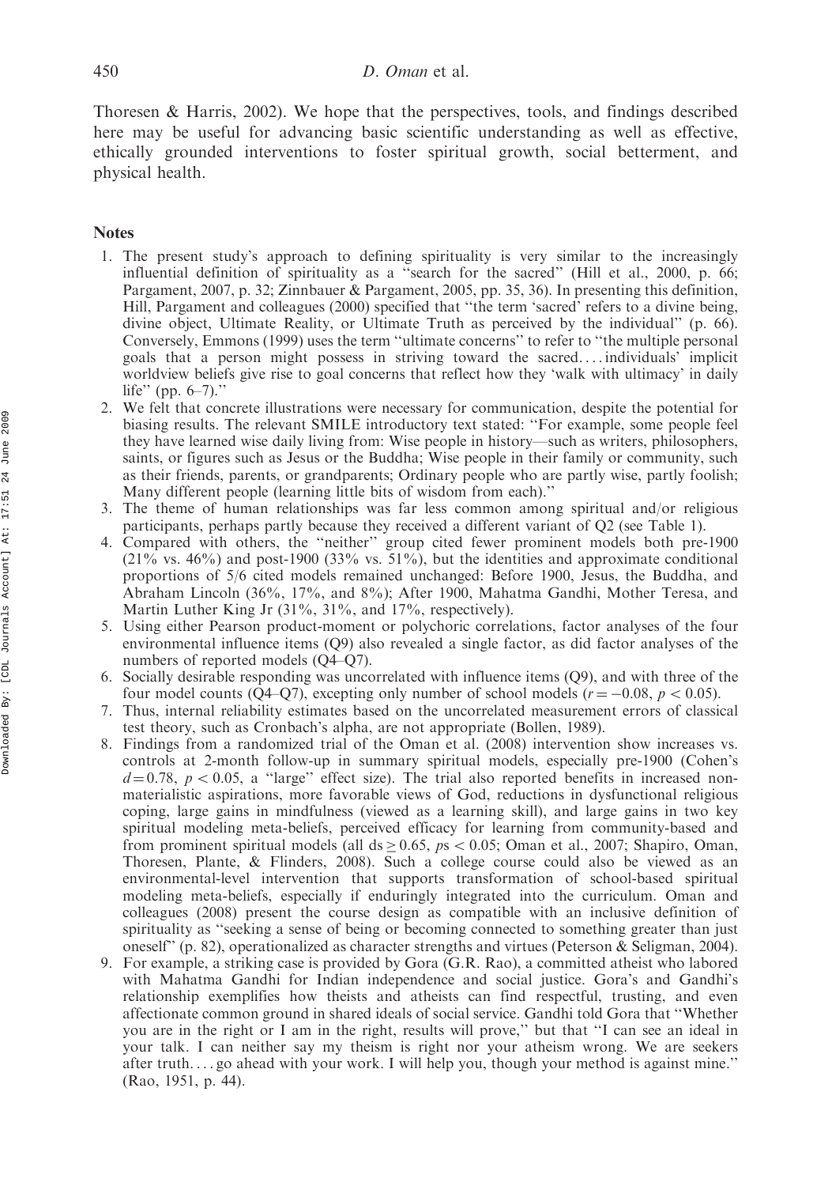Thoresen & Harris, 2002). We hope that the perspectives, tools, and findings described here may be useful for advancing basic scientific understanding as well as effective, ethically grounded interventions to foster spiritual growth, social betterment, and physical health.

## Notes

1. The present study's approach to defining spirituality is very similar to the increasingly influential definition of spirituality as a ''search for the sacred'' (Hill et al., 2000, p. 66; Pargament, 2007, p. 32; Zinnbauer & Pargament, 2005, pp. 35, 36). In presenting this definition, Hill, Pargament and colleagues (2000) specified that ''the term 'sacred' refers to a divine being, divine object, Ultimate Reality, or Ultimate Truth as perceived by the individual'' (p. 66). Conversely, Emmons (1999) uses the term ''ultimate concerns'' to refer to ''the multiple personal goals that a person might possess in striving toward the sacred. . . . individuals' implicit worldview beliefs give rise to goal concerns that reflect how they 'walk with ultimacy' in daily life'' (pp. 6–7).''
2. We felt that concrete illustrations were necessary for communication, despite the potential for biasing results. The relevant SMILE introductory text stated: ''For example, some people feel they have learned wise daily living from: Wise people in history—such as writers, philosophers, saints, or figures such as Jesus or the Buddha; Wise people in their family or community, such as their friends, parents, or grandparents; Ordinary people who are partly wise, partly foolish; Many different people (learning little bits of wisdom from each).''
3. The theme of human relationships was far less common among spiritual and/or religious participants, perhaps partly because they received a different variant of Q2 (see Table 1).
4. Compared with others, the ''neither'' group cited fewer prominent models both pre-1900 (21% vs. 46%) and post-1900 (33% vs. 51%), but the identities and approximate conditional proportions of 5/6 cited models remained unchanged: Before 1900, Jesus, the Buddha, and Abraham Lincoln (36%, 17%, and 8%); After 1900, Mahatma Gandhi, Mother Teresa, and Martin Luther King Jr (31%, 31%, and 17%, respectively).
5. Using either Pearson product-moment or polychoric correlations, factor analyses of the four environmental influence items (Q9) also revealed a single factor, as did factor analyses of the numbers of reported models (Q4–Q7).
6. Socially desirable responding was uncorrelated with influence items (Q9), and with three of the four model counts (Q4–Q7), excepting only number of school models ($r = -0.08$, $p < 0.05$).
7. Thus, internal reliability estimates based on the uncorrelated measurement errors of classical test theory, such as Cronbach's alpha, are not appropriate (Bollen, 1989).
8. Findings from a randomized trial of the Oman et al. (2008) intervention show increases vs. controls at 2-month follow-up in summary spiritual models, especially pre-1900 (Cohen's $d = 0.78$, $p < 0.05$, a ''large'' effect size). The trial also reported benefits in increased non-materialistic aspirations, more favorable views of God, reductions in dysfunctional religious coping, large gains in mindfulness (viewed as a learning skill), and large gains in two key spiritual modeling meta-beliefs, perceived efficacy for learning from community-based and from prominent spiritual models (all $ds \geq 0.65$, $ps < 0.05$; Oman et al., 2007; Shapiro, Oman, Thoresen, Plante, & Flinders, 2008). Such a college course could also be viewed as an environmental-level intervention that supports transformation of school-based spiritual modeling meta-beliefs, especially if enduringly integrated into the curriculum. Oman and colleagues (2008) present the course design as compatible with an inclusive definition of spirituality as ''seeking a sense of being or becoming connected to something greater than just oneself'' (p. 82), operationalized as character strengths and virtues (Peterson & Seligman, 2004).
9. For example, a striking case is provided by Gora (G.R. Rao), a committed atheist who labored with Mahatma Gandhi for Indian independence and social justice. Gora's and Gandhi's relationship exemplifies how theists and atheists can find respectful, trusting, and even affectionate common ground in shared ideals of social service. Gandhi told Gora that ''Whether you are in the right or I am in the right, results will prove,'' but that ''I can see an ideal in your talk. I can neither say my theism is right nor your atheism wrong. We are seekers after truth. . . . go ahead with your work. I will help you, though your method is against mine.'' (Rao, 1951, p. 44).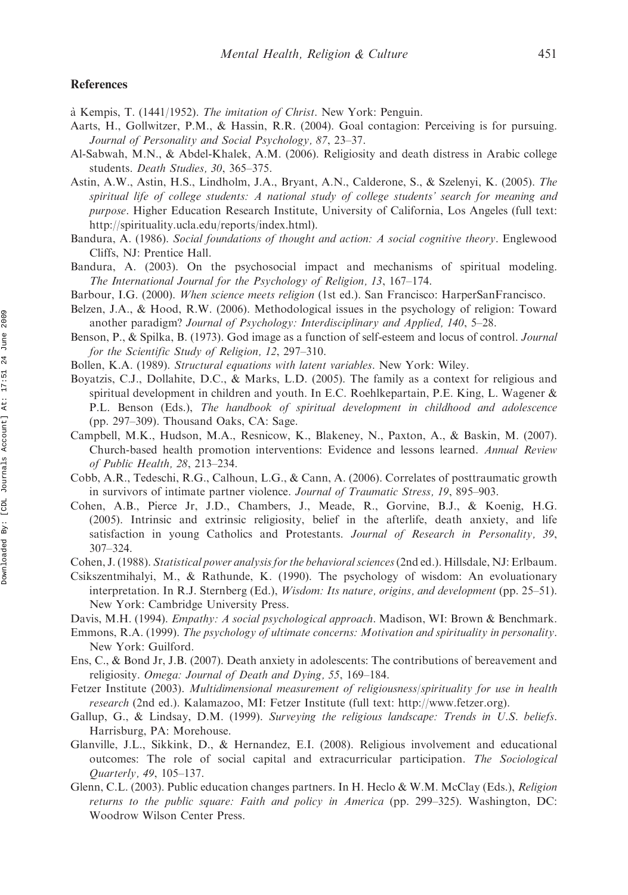## References

à Kempis, T. (1441/1952). *The imitation of Christ*. New York: Penguin.

Aarts, H., Gollwitzer, P.M., & Hassin, R.R. (2004). Goal contagion: Perceiving is for pursuing. *Journal of Personality and Social Psychology, 87*, 23–37.

Al-Sabwah, M.N., & Abdel-Khalek, A.M. (2006). Religiosity and death distress in Arabic college students. *Death Studies, 30*, 365–375.

Astin, A.W., Astin, H.S., Lindholm, J.A., Bryant, A.N., Calderone, S., & Szelenyi, K. (2005). *The spiritual life of college students: A national study of college students' search for meaning and purpose*. Higher Education Research Institute, University of California, Los Angeles (full text: http://spirituality.ucla.edu/reports/index.html).

Bandura, A. (1986). *Social foundations of thought and action: A social cognitive theory*. Englewood Cliffs, NJ: Prentice Hall.

Bandura, A. (2003). On the psychosocial impact and mechanisms of spiritual modeling. *The International Journal for the Psychology of Religion, 13*, 167–174.

Barbour, I.G. (2000). *When science meets religion* (1st ed.). San Francisco: HarperSanFrancisco.

Belzen, J.A., & Hood, R.W. (2006). Methodological issues in the psychology of religion: Toward another paradigm? *Journal of Psychology: Interdisciplinary and Applied, 140*, 5–28.

Benson, P., & Spilka, B. (1973). God image as a function of self-esteem and locus of control. *Journal for the Scientific Study of Religion, 12*, 297–310.

Bollen, K.A. (1989). *Structural equations with latent variables*. New York: Wiley.

Boyatzis, C.J., Dollahite, D.C., & Marks, L.D. (2005). The family as a context for religious and spiritual development in children and youth. In E.C. Roehlkepartain, P.E. King, L. Wagener & P.L. Benson (Eds.), *The handbook of spiritual development in childhood and adolescence* (pp. 297–309). Thousand Oaks, CA: Sage.

Campbell, M.K., Hudson, M.A., Resnicow, K., Blakeney, N., Paxton, A., & Baskin, M. (2007). Church-based health promotion interventions: Evidence and lessons learned. *Annual Review of Public Health, 28*, 213–234.

Cobb, A.R., Tedeschi, R.G., Calhoun, L.G., & Cann, A. (2006). Correlates of posttraumatic growth in survivors of intimate partner violence. *Journal of Traumatic Stress, 19*, 895–903.

Cohen, A.B., Pierce Jr, J.D., Chambers, J., Meade, R., Gorvine, B.J., & Koenig, H.G. (2005). Intrinsic and extrinsic religiosity, belief in the afterlife, death anxiety, and life satisfaction in young Catholics and Protestants. *Journal of Research in Personality, 39*, 307–324.

Cohen, J. (1988). *Statistical power analysis for the behavioral sciences* (2nd ed.). Hillsdale, NJ: Erlbaum.

Csikszentmihalyi, M., & Rathunde, K. (1990). The psychology of wisdom: An evoluationary interpretation. In R.J. Sternberg (Ed.), *Wisdom: Its nature, origins, and development* (pp. 25–51). New York: Cambridge University Press.

Davis, M.H. (1994). *Empathy: A social psychological approach*. Madison, WI: Brown & Benchmark.

Emmons, R.A. (1999). *The psychology of ultimate concerns: Motivation and spirituality in personality*. New York: Guilford.

Ens, C., & Bond Jr, J.B. (2007). Death anxiety in adolescents: The contributions of bereavement and religiosity. *Omega: Journal of Death and Dying, 55*, 169–184.

Fetzer Institute (2003). *Multidimensional measurement of religiousness/spirituality for use in health research* (2nd ed.). Kalamazoo, MI: Fetzer Institute (full text: http://www.fetzer.org).

Gallup, G., & Lindsay, D.M. (1999). *Surveying the religious landscape: Trends in U.S. beliefs*. Harrisburg, PA: Morehouse.

Glanville, J.L., Sikkink, D., & Hernandez, E.I. (2008). Religious involvement and educational outcomes: The role of social capital and extracurricular participation. *The Sociological Quarterly, 49*, 105–137.

Glenn, C.L. (2003). Public education changes partners. In H. Heclo & W.M. McClay (Eds.), *Religion returns to the public square: Faith and policy in America* (pp. 299–325). Washington, DC: Woodrow Wilson Center Press.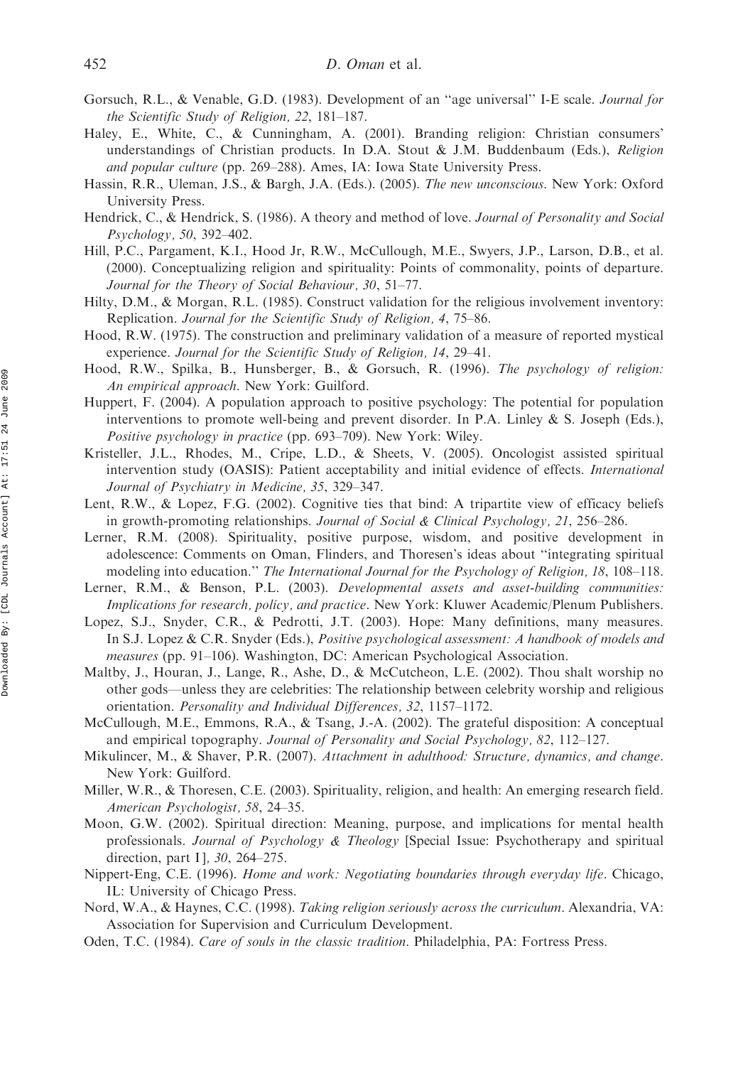Gorsuch, R.L., & Venable, G.D. (1983). Development of an "age universal" I-E scale. *Journal for the Scientific Study of Religion, 22*, 181–187.

Haley, E., White, C., & Cunningham, A. (2001). Branding religion: Christian consumers' understandings of Christian products. In D.A. Stout & J.M. Buddenbaum (Eds.), *Religion and popular culture* (pp. 269–288). Ames, IA: Iowa State University Press.

Hassin, R.R., Uleman, J.S., & Bargh, J.A. (Eds.). (2005). *The new unconscious*. New York: Oxford University Press.

Hendrick, C., & Hendrick, S. (1986). A theory and method of love. *Journal of Personality and Social Psychology, 50*, 392–402.

Hill, P.C., Pargament, K.I., Hood Jr, R.W., McCullough, M.E., Swyers, J.P., Larson, D.B., et al. (2000). Conceptualizing religion and spirituality: Points of commonality, points of departure. *Journal for the Theory of Social Behaviour, 30*, 51–77.

Hilty, D.M., & Morgan, R.L. (1985). Construct validation for the religious involvement inventory: Replication. *Journal for the Scientific Study of Religion, 4*, 75–86.

Hood, R.W. (1975). The construction and preliminary validation of a measure of reported mystical experience. *Journal for the Scientific Study of Religion, 14*, 29–41.

Hood, R.W., Spilka, B., Hunsberger, B., & Gorsuch, R. (1996). *The psychology of religion: An empirical approach*. New York: Guilford.

Huppert, F. (2004). A population approach to positive psychology: The potential for population interventions to promote well-being and prevent disorder. In P.A. Linley & S. Joseph (Eds.), *Positive psychology in practice* (pp. 693–709). New York: Wiley.

Kristeller, J.L., Rhodes, M., Cripe, L.D., & Sheets, V. (2005). Oncologist assisted spiritual intervention study (OASIS): Patient acceptability and initial evidence of effects. *International Journal of Psychiatry in Medicine, 35*, 329–347.

Lent, R.W., & Lopez, F.G. (2002). Cognitive ties that bind: A tripartite view of efficacy beliefs in growth-promoting relationships. *Journal of Social & Clinical Psychology, 21*, 256–286.

Lerner, R.M. (2008). Spirituality, positive purpose, wisdom, and positive development in adolescence: Comments on Oman, Flinders, and Thoresen's ideas about "integrating spiritual modeling into education." *The International Journal for the Psychology of Religion, 18*, 108–118.

Lerner, R.M., & Benson, P.L. (2003). *Developmental assets and asset-building communities: Implications for research, policy, and practice*. New York: Kluwer Academic/Plenum Publishers.

Lopez, S.J., Snyder, C.R., & Pedrotti, J.T. (2003). Hope: Many definitions, many measures. In S.J. Lopez & C.R. Snyder (Eds.), *Positive psychological assessment: A handbook of models and measures* (pp. 91–106). Washington, DC: American Psychological Association.

Maltby, J., Houran, J., Lange, R., Ashe, D., & McCutcheon, L.E. (2002). Thou shalt worship no other gods—unless they are celebrities: The relationship between celebrity worship and religious orientation. *Personality and Individual Differences, 32*, 1157–1172.

McCullough, M.E., Emmons, R.A., & Tsang, J.-A. (2002). The grateful disposition: A conceptual and empirical topography. *Journal of Personality and Social Psychology, 82*, 112–127.

Mikulincer, M., & Shaver, P.R. (2007). *Attachment in adulthood: Structure, dynamics, and change*. New York: Guilford.

Miller, W.R., & Thoresen, C.E. (2003). Spirituality, religion, and health: An emerging research field. *American Psychologist, 58*, 24–35.

Moon, G.W. (2002). Spiritual direction: Meaning, purpose, and implications for mental health professionals. *Journal of Psychology & Theology* [Special Issue: Psychotherapy and spiritual direction, part I]*, 30*, 264–275.

Nippert-Eng, C.E. (1996). *Home and work: Negotiating boundaries through everyday life*. Chicago, IL: University of Chicago Press.

Nord, W.A., & Haynes, C.C. (1998). *Taking religion seriously across the curriculum*. Alexandria, VA: Association for Supervision and Curriculum Development.

Oden, T.C. (1984). *Care of souls in the classic tradition*. Philadelphia, PA: Fortress Press.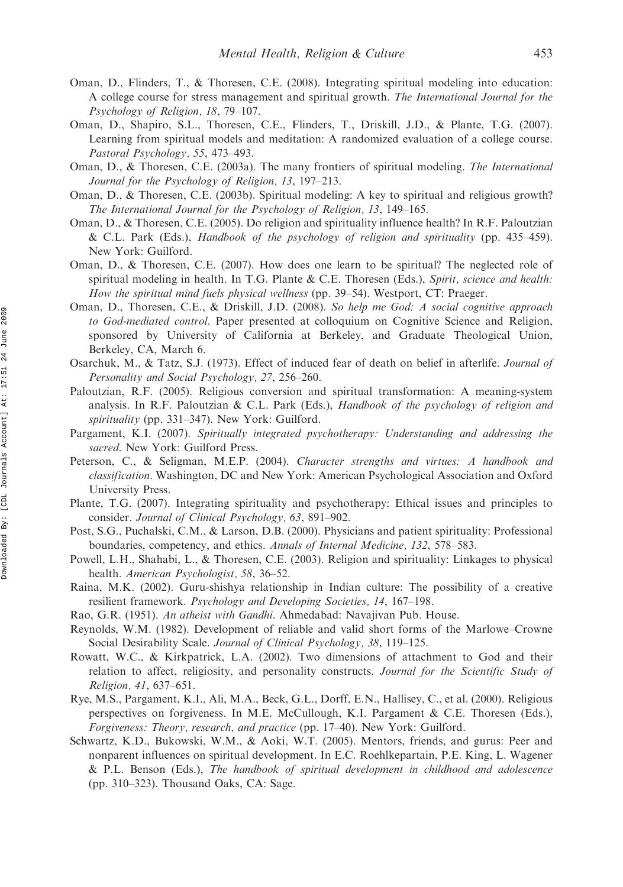Oman, D., Flinders, T., & Thoresen, C.E. (2008). Integrating spiritual modeling into education: A college course for stress management and spiritual growth. *The International Journal for the Psychology of Religion, 18*, 79–107.

Oman, D., Shapiro, S.L., Thoresen, C.E., Flinders, T., Driskill, J.D., & Plante, T.G. (2007). Learning from spiritual models and meditation: A randomized evaluation of a college course. *Pastoral Psychology, 55*, 473–493.

Oman, D., & Thoresen, C.E. (2003a). The many frontiers of spiritual modeling. *The International Journal for the Psychology of Religion, 13*, 197–213.

Oman, D., & Thoresen, C.E. (2003b). Spiritual modeling: A key to spiritual and religious growth? *The International Journal for the Psychology of Religion, 13*, 149–165.

Oman, D., & Thoresen, C.E. (2005). Do religion and spirituality influence health? In R.F. Paloutzian & C.L. Park (Eds.), *Handbook of the psychology of religion and spirituality* (pp. 435–459). New York: Guilford.

Oman, D., & Thoresen, C.E. (2007). How does one learn to be spiritual? The neglected role of spiritual modeling in health. In T.G. Plante & C.E. Thoresen (Eds.), *Spirit, science and health: How the spiritual mind fuels physical wellness* (pp. 39–54). Westport, CT: Praeger.

Oman, D., Thoresen, C.E., & Driskill, J.D. (2008). *So help me God: A social cognitive approach to God-mediated control*. Paper presented at colloquium on Cognitive Science and Religion, sponsored by University of California at Berkeley, and Graduate Theological Union, Berkeley, CA, March 6.

Osarchuk, M., & Tatz, S.J. (1973). Effect of induced fear of death on belief in afterlife. *Journal of Personality and Social Psychology, 27*, 256–260.

Paloutzian, R.F. (2005). Religious conversion and spiritual transformation: A meaning-system analysis. In R.F. Paloutzian & C.L. Park (Eds.), *Handbook of the psychology of religion and spirituality* (pp. 331–347). New York: Guilford.

Pargament, K.I. (2007). *Spiritually integrated psychotherapy: Understanding and addressing the sacred*. New York: Guilford Press.

Peterson, C., & Seligman, M.E.P. (2004). *Character strengths and virtues: A handbook and classification*. Washington, DC and New York: American Psychological Association and Oxford University Press.

Plante, T.G. (2007). Integrating spirituality and psychotherapy: Ethical issues and principles to consider. *Journal of Clinical Psychology, 63*, 891–902.

Post, S.G., Puchalski, C.M., & Larson, D.B. (2000). Physicians and patient spirituality: Professional boundaries, competency, and ethics. *Annals of Internal Medicine, 132*, 578–583.

Powell, L.H., Shahabi, L., & Thoresen, C.E. (2003). Religion and spirituality: Linkages to physical health. *American Psychologist, 58*, 36–52.

Raina, M.K. (2002). Guru-shishya relationship in Indian culture: The possibility of a creative resilient framework. *Psychology and Developing Societies, 14*, 167–198.

Rao, G.R. (1951). *An atheist with Gandhi*. Ahmedabad: Navajivan Pub. House.

Reynolds, W.M. (1982). Development of reliable and valid short forms of the Marlowe–Crowne Social Desirability Scale. *Journal of Clinical Psychology, 38*, 119–125.

Rowatt, W.C., & Kirkpatrick, L.A. (2002). Two dimensions of attachment to God and their relation to affect, religiosity, and personality constructs. *Journal for the Scientific Study of Religion, 41*, 637–651.

Rye, M.S., Pargament, K.I., Ali, M.A., Beck, G.L., Dorff, E.N., Hallisey, C., et al. (2000). Religious perspectives on forgiveness. In M.E. McCullough, K.I. Pargament & C.E. Thoresen (Eds.), *Forgiveness: Theory, research, and practice* (pp. 17–40). New York: Guilford.

Schwartz, K.D., Bukowski, W.M., & Aoki, W.T. (2005). Mentors, friends, and gurus: Peer and nonparent influences on spiritual development. In E.C. Roehlkepartain, P.E. King, L. Wagener & P.L. Benson (Eds.), *The handbook of spiritual development in childhood and adolescence* (pp. 310–323). Thousand Oaks, CA: Sage.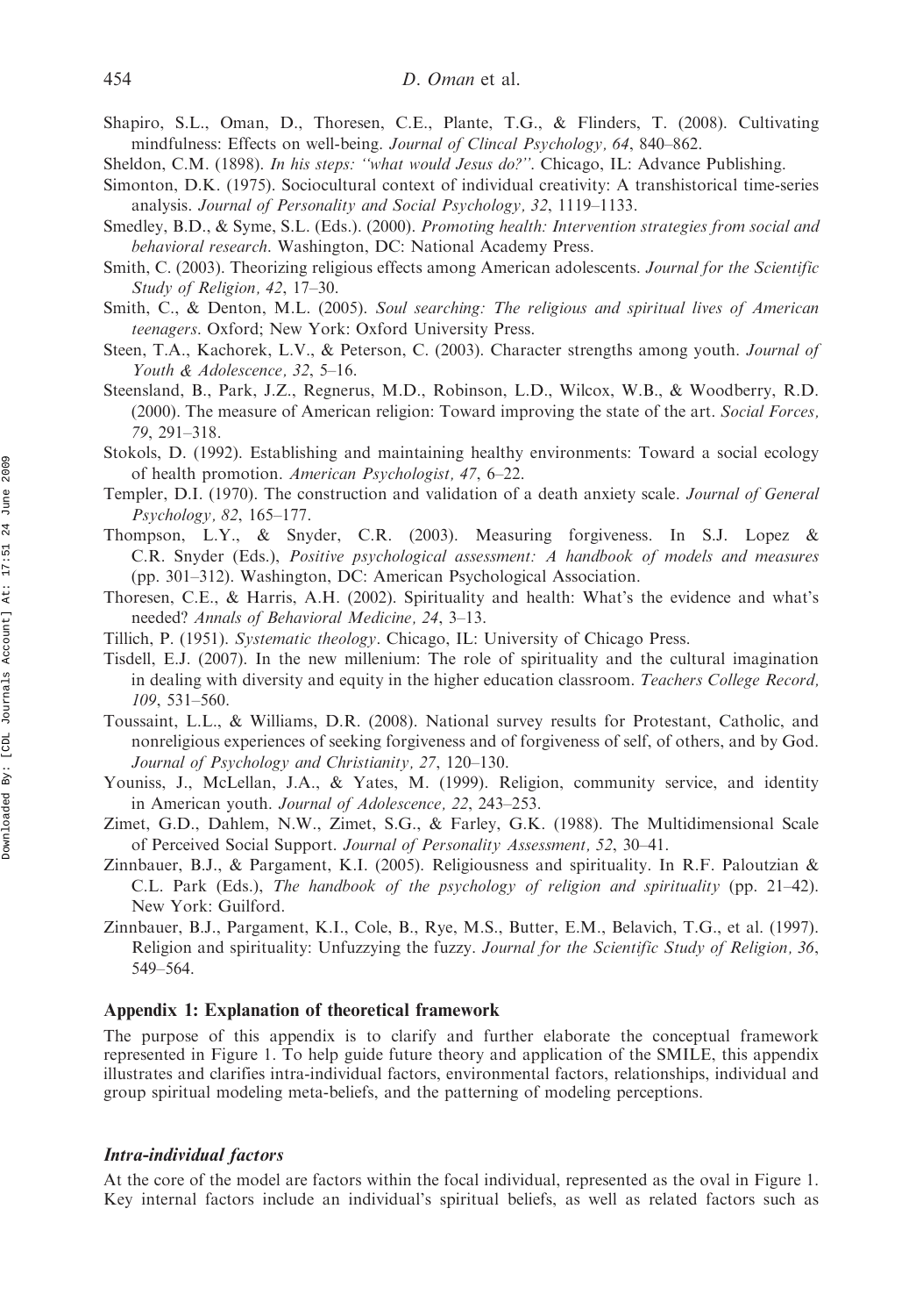Shapiro, S.L., Oman, D., Thoresen, C.E., Plante, T.G., & Flinders, T. (2008). Cultivating mindfulness: Effects on well-being. *Journal of Clincal Psychology, 64*, 840–862.

Sheldon, C.M. (1898). *In his steps: "what would Jesus do?"*. Chicago, IL: Advance Publishing.

Simonton, D.K. (1975). Sociocultural context of individual creativity: A transhistorical time-series analysis. *Journal of Personality and Social Psychology, 32*, 1119–1133.

Smedley, B.D., & Syme, S.L. (Eds.). (2000). *Promoting health: Intervention strategies from social and behavioral research*. Washington, DC: National Academy Press.

Smith, C. (2003). Theorizing religious effects among American adolescents. *Journal for the Scientific Study of Religion, 42*, 17–30.

Smith, C., & Denton, M.L. (2005). *Soul searching: The religious and spiritual lives of American teenagers*. Oxford; New York: Oxford University Press.

Steen, T.A., Kachorek, L.V., & Peterson, C. (2003). Character strengths among youth. *Journal of Youth & Adolescence, 32*, 5–16.

Steensland, B., Park, J.Z., Regnerus, M.D., Robinson, L.D., Wilcox, W.B., & Woodberry, R.D. (2000). The measure of American religion: Toward improving the state of the art. *Social Forces, 79*, 291–318.

Stokols, D. (1992). Establishing and maintaining healthy environments: Toward a social ecology of health promotion. *American Psychologist, 47*, 6–22.

Templer, D.I. (1970). The construction and validation of a death anxiety scale. *Journal of General Psychology, 82*, 165–177.

Thompson, L.Y., & Snyder, C.R. (2003). Measuring forgiveness. In S.J. Lopez & C.R. Snyder (Eds.), *Positive psychological assessment: A handbook of models and measures* (pp. 301–312). Washington, DC: American Psychological Association.

Thoresen, C.E., & Harris, A.H. (2002). Spirituality and health: What's the evidence and what's needed? *Annals of Behavioral Medicine, 24*, 3–13.

Tillich, P. (1951). *Systematic theology*. Chicago, IL: University of Chicago Press.

Tisdell, E.J. (2007). In the new millenium: The role of spirituality and the cultural imagination in dealing with diversity and equity in the higher education classroom. *Teachers College Record, 109*, 531–560.

Toussaint, L.L., & Williams, D.R. (2008). National survey results for Protestant, Catholic, and nonreligious experiences of seeking forgiveness and of forgiveness of self, of others, and by God. *Journal of Psychology and Christianity, 27*, 120–130.

Youniss, J., McLellan, J.A., & Yates, M. (1999). Religion, community service, and identity in American youth. *Journal of Adolescence, 22*, 243–253.

Zimet, G.D., Dahlem, N.W., Zimet, S.G., & Farley, G.K. (1988). The Multidimensional Scale of Perceived Social Support. *Journal of Personality Assessment, 52*, 30–41.

Zinnbauer, B.J., & Pargament, K.I. (2005). Religiousness and spirituality. In R.F. Paloutzian & C.L. Park (Eds.), *The handbook of the psychology of religion and spirituality* (pp. 21–42). New York: Guilford.

Zinnbauer, B.J., Pargament, K.I., Cole, B., Rye, M.S., Butter, E.M., Belavich, T.G., et al. (1997). Religion and spirituality: Unfuzzying the fuzzy. *Journal for the Scientific Study of Religion, 36*, 549–564.

## Appendix 1: Explanation of theoretical framework

The purpose of this appendix is to clarify and further elaborate the conceptual framework represented in Figure 1. To help guide future theory and application of the SMILE, this appendix illustrates and clarifies intra-individual factors, environmental factors, relationships, individual and group spiritual modeling meta-beliefs, and the patterning of modeling perceptions.

### *Intra-individual factors*

At the core of the model are factors within the focal individual, represented as the oval in Figure 1. Key internal factors include an individual's spiritual beliefs, as well as related factors such as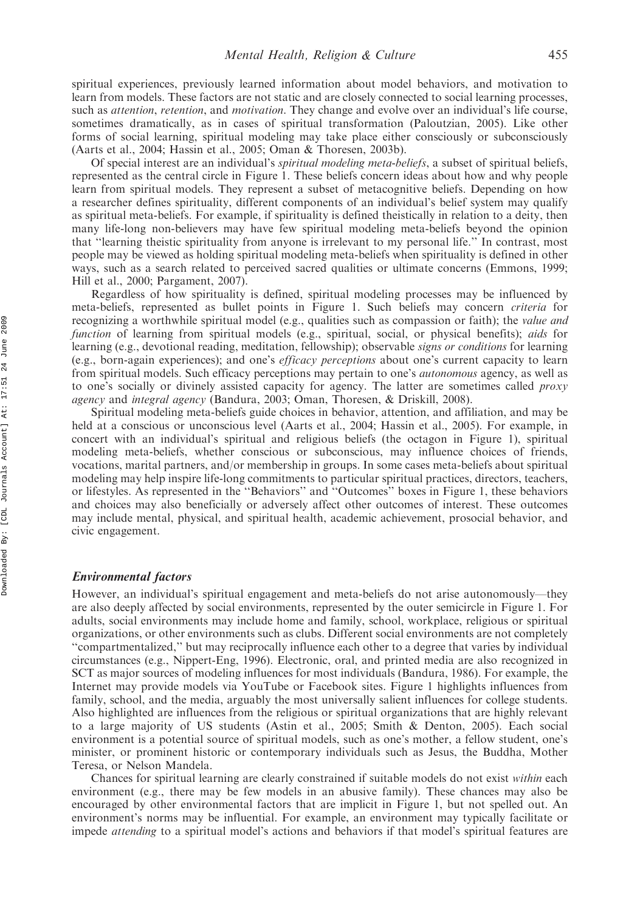spiritual experiences, previously learned information about model behaviors, and motivation to learn from models. These factors are not static and are closely connected to social learning processes, such as *attention*, *retention*, and *motivation*. They change and evolve over an individual's life course, sometimes dramatically, as in cases of spiritual transformation (Paloutzian, 2005). Like other forms of social learning, spiritual modeling may take place either consciously or subconsciously (Aarts et al., 2004; Hassin et al., 2005; Oman & Thoresen, 2003b).

Of special interest are an individual's *spiritual modeling meta-beliefs*, a subset of spiritual beliefs, represented as the central circle in Figure 1. These beliefs concern ideas about how and why people learn from spiritual models. They represent a subset of metacognitive beliefs. Depending on how a researcher defines spirituality, different components of an individual's belief system may qualify as spiritual meta-beliefs. For example, if spirituality is defined theistically in relation to a deity, then many life-long non-believers may have few spiritual modeling meta-beliefs beyond the opinion that "learning theistic spirituality from anyone is irrelevant to my personal life." In contrast, most people may be viewed as holding spiritual modeling meta-beliefs when spirituality is defined in other ways, such as a search related to perceived sacred qualities or ultimate concerns (Emmons, 1999; Hill et al., 2000; Pargament, 2007).

Regardless of how spirituality is defined, spiritual modeling processes may be influenced by meta-beliefs, represented as bullet points in Figure 1. Such beliefs may concern *criteria* for recognizing a worthwhile spiritual model (e.g., qualities such as compassion or faith); the *value and function* of learning from spiritual models (e.g., spiritual, social, or physical benefits); *aids* for learning (e.g., devotional reading, meditation, fellowship); observable *signs or conditions* for learning (e.g., born-again experiences); and one's *efficacy perceptions* about one's current capacity to learn from spiritual models. Such efficacy perceptions may pertain to one's *autonomous* agency, as well as to one's socially or divinely assisted capacity for agency. The latter are sometimes called *proxy agency* and *integral agency* (Bandura, 2003; Oman, Thoresen, & Driskill, 2008).

Spiritual modeling meta-beliefs guide choices in behavior, attention, and affiliation, and may be held at a conscious or unconscious level (Aarts et al., 2004; Hassin et al., 2005). For example, in concert with an individual's spiritual and religious beliefs (the octagon in Figure 1), spiritual modeling meta-beliefs, whether conscious or subconscious, may influence choices of friends, vocations, marital partners, and/or membership in groups. In some cases meta-beliefs about spiritual modeling may help inspire life-long commitments to particular spiritual practices, directors, teachers, or lifestyles. As represented in the "Behaviors" and "Outcomes" boxes in Figure 1, these behaviors and choices may also beneficially or adversely affect other outcomes of interest. These outcomes may include mental, physical, and spiritual health, academic achievement, prosocial behavior, and civic engagement.

### *Environmental factors*

However, an individual's spiritual engagement and meta-beliefs do not arise autonomously—they are also deeply affected by social environments, represented by the outer semicircle in Figure 1. For adults, social environments may include home and family, school, workplace, religious or spiritual organizations, or other environments such as clubs. Different social environments are not completely "compartmentalized," but may reciprocally influence each other to a degree that varies by individual circumstances (e.g., Nippert-Eng, 1996). Electronic, oral, and printed media are also recognized in SCT as major sources of modeling influences for most individuals (Bandura, 1986). For example, the Internet may provide models via YouTube or Facebook sites. Figure 1 highlights influences from family, school, and the media, arguably the most universally salient influences for college students. Also highlighted are influences from the religious or spiritual organizations that are highly relevant to a large majority of US students (Astin et al., 2005; Smith & Denton, 2005). Each social environment is a potential source of spiritual models, such as one's mother, a fellow student, one's minister, or prominent historic or contemporary individuals such as Jesus, the Buddha, Mother Teresa, or Nelson Mandela.

Chances for spiritual learning are clearly constrained if suitable models do not exist *within* each environment (e.g., there may be few models in an abusive family). These chances may also be encouraged by other environmental factors that are implicit in Figure 1, but not spelled out. An environment's norms may be influential. For example, an environment may typically facilitate or impede *attending* to a spiritual model's actions and behaviors if that model's spiritual features are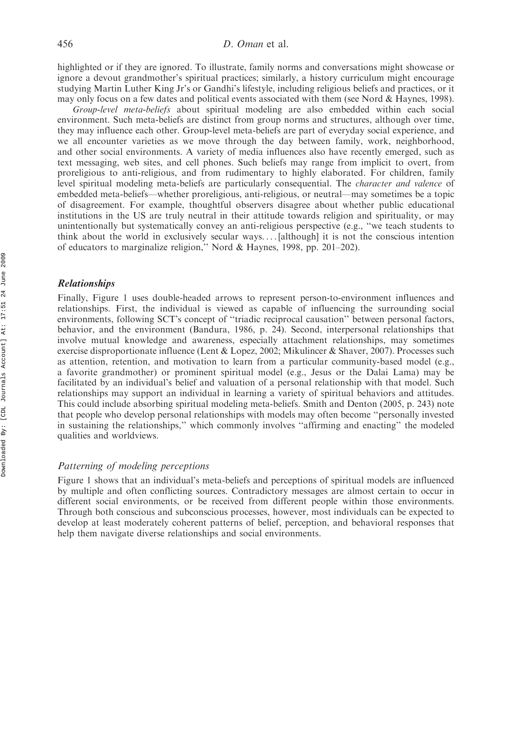highlighted or if they are ignored. To illustrate, family norms and conversations might showcase or ignore a devout grandmother's spiritual practices; similarly, a history curriculum might encourage studying Martin Luther King Jr's or Gandhi's lifestyle, including religious beliefs and practices, or it may only focus on a few dates and political events associated with them (see Nord & Haynes, 1998).

*Group-level meta-beliefs* about spiritual modeling are also embedded within each social environment. Such meta-beliefs are distinct from group norms and structures, although over time, they may influence each other. Group-level meta-beliefs are part of everyday social experience, and we all encounter varieties as we move through the day between family, work, neighborhood, and other social environments. A variety of media influences also have recently emerged, such as text messaging, web sites, and cell phones. Such beliefs may range from implicit to overt, from proreligious to anti-religious, and from rudimentary to highly elaborated. For children, family level spiritual modeling meta-beliefs are particularly consequential. The *character and valence* of embedded meta-beliefs—whether proreligious, anti-religious, or neutral—may sometimes be a topic of disagreement. For example, thoughtful observers disagree about whether public educational institutions in the US are truly neutral in their attitude towards religion and spirituality, or may unintentionally but systematically convey an anti-religious perspective (e.g., "we teach students to think about the world in exclusively secular ways. ... [although] it is not the conscious intention of educators to marginalize religion," Nord & Haynes, 1998, pp. 201–202).

### *Relationships*

Finally, Figure 1 uses double-headed arrows to represent person-to-environment influences and relationships. First, the individual is viewed as capable of influencing the surrounding social environments, following SCT's concept of "triadic reciprocal causation" between personal factors, behavior, and the environment (Bandura, 1986, p. 24). Second, interpersonal relationships that involve mutual knowledge and awareness, especially attachment relationships, may sometimes exercise disproportionate influence (Lent & Lopez, 2002; Mikulincer & Shaver, 2007). Processes such as attention, retention, and motivation to learn from a particular community-based model (e.g., a favorite grandmother) or prominent spiritual model (e.g., Jesus or the Dalai Lama) may be facilitated by an individual's belief and valuation of a personal relationship with that model. Such relationships may support an individual in learning a variety of spiritual behaviors and attitudes. This could include absorbing spiritual modeling meta-beliefs. Smith and Denton (2005, p. 243) note that people who develop personal relationships with models may often become "personally invested in sustaining the relationships," which commonly involves "affirming and enacting" the modeled qualities and worldviews.

#### *Patterning of modeling perceptions*

Figure 1 shows that an individual's meta-beliefs and perceptions of spiritual models are influenced by multiple and often conflicting sources. Contradictory messages are almost certain to occur in different social environments, or be received from different people within those environments. Through both conscious and subconscious processes, however, most individuals can be expected to develop at least moderately coherent patterns of belief, perception, and behavioral responses that help them navigate diverse relationships and social environments.